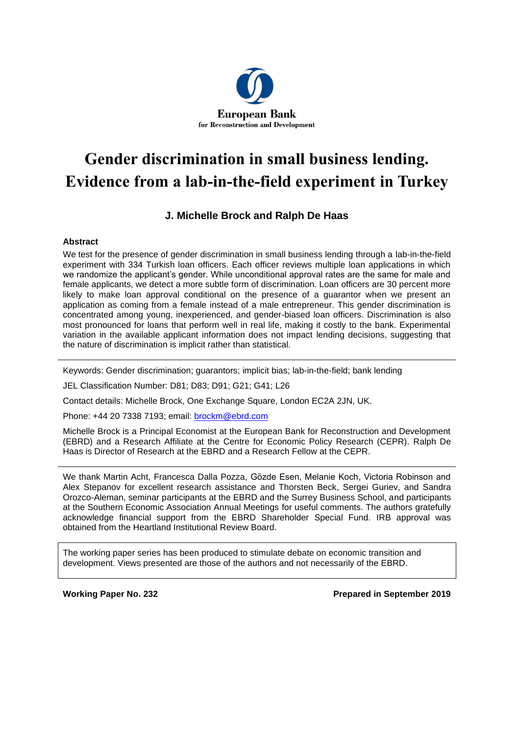European Bank
for Reconstruction and Development

# Gender discrimination in small business lending. Evidence from a lab-in-the-field experiment in Turkey

### J. Michelle Brock and Ralph De Haas

**Abstract**

We test for the presence of gender discrimination in small business lending through a lab-in-the-field experiment with 334 Turkish loan officers. Each officer reviews multiple loan applications in which we randomize the applicant's gender. While unconditional approval rates are the same for male and female applicants, we detect a more subtle form of discrimination. Loan officers are 30 percent more likely to make loan approval conditional on the presence of a guarantor when we present an application as coming from a female instead of a male entrepreneur. This gender discrimination is concentrated among young, inexperienced, and gender-biased loan officers. Discrimination is also most pronounced for loans that perform well in real life, making it costly to the bank. Experimental variation in the available applicant information does not impact lending decisions, suggesting that the nature of discrimination is implicit rather than statistical.

---

Keywords: Gender discrimination; guarantors; implicit bias; lab-in-the-field; bank lending

JEL Classification Number: D81; D83; D91; G21; G41; L26

Contact details: Michelle Brock, One Exchange Square, London EC2A 2JN, UK.

Phone: +44 20 7338 7193; email: brockm@ebrd.com

Michelle Brock is a Principal Economist at the European Bank for Reconstruction and Development (EBRD) and a Research Affiliate at the Centre for Economic Policy Research (CEPR). Ralph De Haas is Director of Research at the EBRD and a Research Fellow at the CEPR.

---

We thank Martin Acht, Francesca Dalla Pozza, Gözde Esen, Melanie Koch, Victoria Robinson and Alex Stepanov for excellent research assistance and Thorsten Beck, Sergei Guriev, and Sandra Orozco-Aleman, seminar participants at the EBRD and the Surrey Business School, and participants at the Southern Economic Association Annual Meetings for useful comments. The authors gratefully acknowledge financial support from the EBRD Shareholder Special Fund. IRB approval was obtained from the Heartland Institutional Review Board.

---

The working paper series has been produced to stimulate debate on economic transition and development. Views presented are those of the authors and not necessarily of the EBRD.

**Working Paper No. 232** **Prepared in September 2019**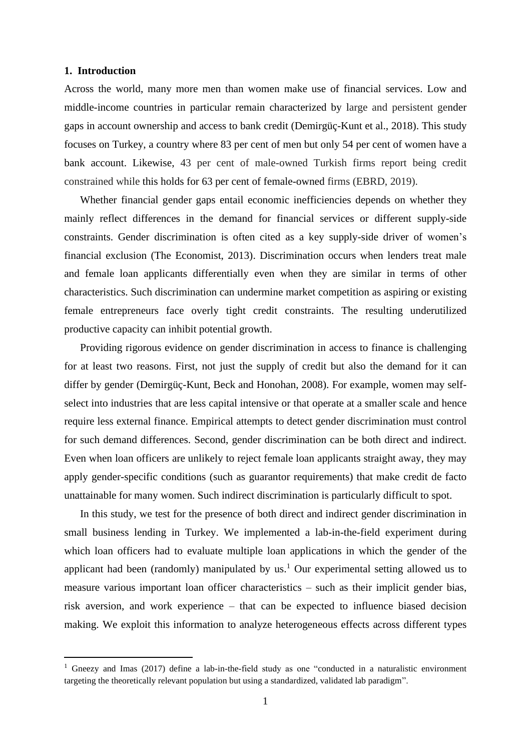## 1. Introduction

Across the world, many more men than women make use of financial services. Low and middle-income countries in particular remain characterized by large and persistent gender gaps in account ownership and access to bank credit (Demirgüç-Kunt et al., 2018). This study focuses on Turkey, a country where 83 per cent of men but only 54 per cent of women have a bank account. Likewise, 43 per cent of male-owned Turkish firms report being credit constrained while this holds for 63 per cent of female-owned firms (EBRD, 2019).

Whether financial gender gaps entail economic inefficiencies depends on whether they mainly reflect differences in the demand for financial services or different supply-side constraints. Gender discrimination is often cited as a key supply-side driver of women's financial exclusion (The Economist, 2013). Discrimination occurs when lenders treat male and female loan applicants differentially even when they are similar in terms of other characteristics. Such discrimination can undermine market competition as aspiring or existing female entrepreneurs face overly tight credit constraints. The resulting underutilized productive capacity can inhibit potential growth.

Providing rigorous evidence on gender discrimination in access to finance is challenging for at least two reasons. First, not just the supply of credit but also the demand for it can differ by gender (Demirgüç-Kunt, Beck and Honohan, 2008). For example, women may self-select into industries that are less capital intensive or that operate at a smaller scale and hence require less external finance. Empirical attempts to detect gender discrimination must control for such demand differences. Second, gender discrimination can be both direct and indirect. Even when loan officers are unlikely to reject female loan applicants straight away, they may apply gender-specific conditions (such as guarantor requirements) that make credit de facto unattainable for many women. Such indirect discrimination is particularly difficult to spot.

In this study, we test for the presence of both direct and indirect gender discrimination in small business lending in Turkey. We implemented a lab-in-the-field experiment during which loan officers had to evaluate multiple loan applications in which the gender of the applicant had been (randomly) manipulated by us.[1] Our experimental setting allowed us to measure various important loan officer characteristics – such as their implicit gender bias, risk aversion, and work experience – that can be expected to influence biased decision making. We exploit this information to analyze heterogeneous effects across different types

[1] Gneezy and Imas (2017) define a lab-in-the-field study as one "conducted in a naturalistic environment targeting the theoretically relevant population but using a standardized, validated lab paradigm".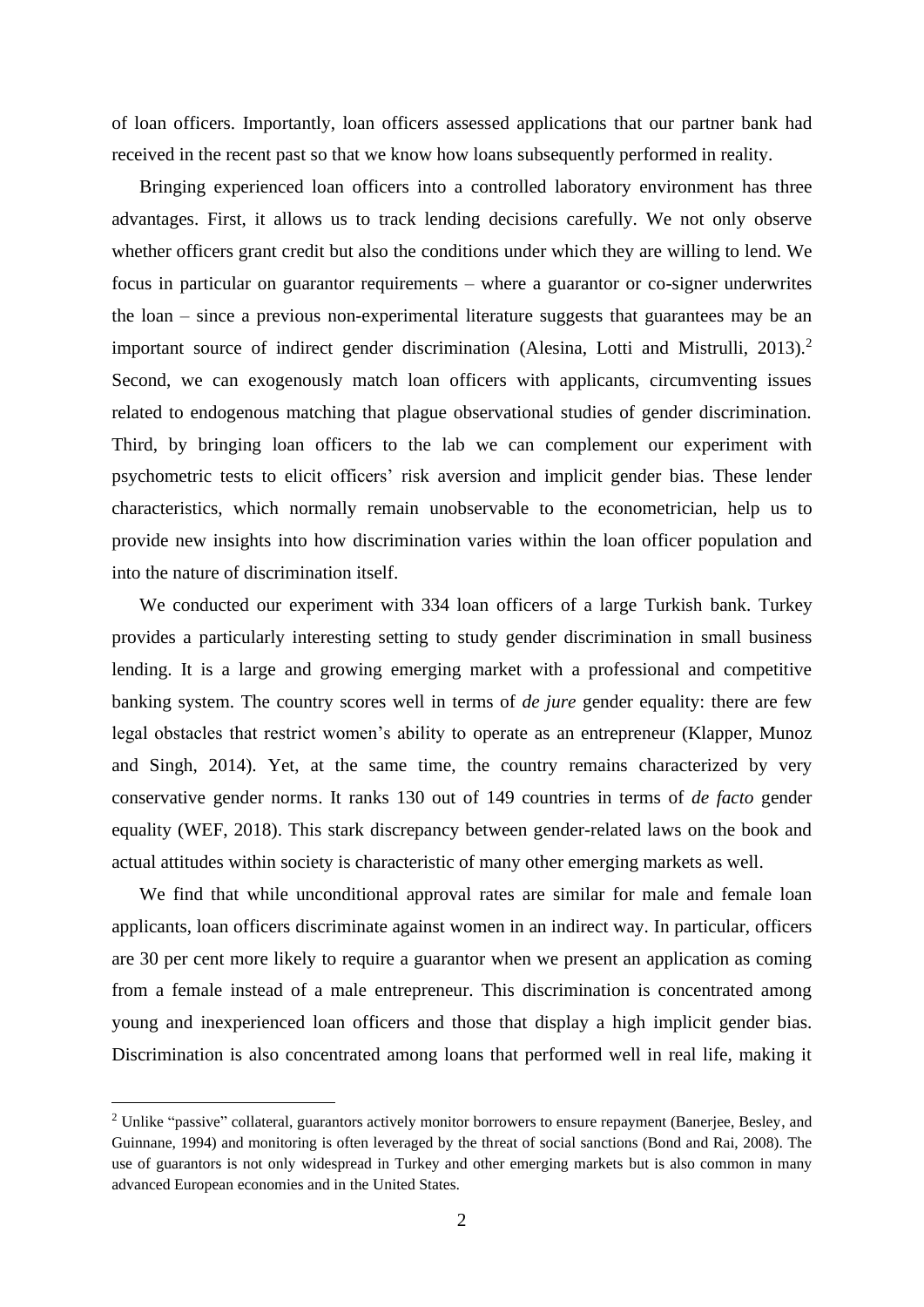of loan officers. Importantly, loan officers assessed applications that our partner bank had received in the recent past so that we know how loans subsequently performed in reality.

Bringing experienced loan officers into a controlled laboratory environment has three advantages. First, it allows us to track lending decisions carefully. We not only observe whether officers grant credit but also the conditions under which they are willing to lend. We focus in particular on guarantor requirements – where a guarantor or co-signer underwrites the loan – since a previous non-experimental literature suggests that guarantees may be an important source of indirect gender discrimination (Alesina, Lotti and Mistrulli, 2013).[2] Second, we can exogenously match loan officers with applicants, circumventing issues related to endogenous matching that plague observational studies of gender discrimination. Third, by bringing loan officers to the lab we can complement our experiment with psychometric tests to elicit officers' risk aversion and implicit gender bias. These lender characteristics, which normally remain unobservable to the econometrician, help us to provide new insights into how discrimination varies within the loan officer population and into the nature of discrimination itself.

We conducted our experiment with 334 loan officers of a large Turkish bank. Turkey provides a particularly interesting setting to study gender discrimination in small business lending. It is a large and growing emerging market with a professional and competitive banking system. The country scores well in terms of *de jure* gender equality: there are few legal obstacles that restrict women's ability to operate as an entrepreneur (Klapper, Munoz and Singh, 2014). Yet, at the same time, the country remains characterized by very conservative gender norms. It ranks 130 out of 149 countries in terms of *de facto* gender equality (WEF, 2018). This stark discrepancy between gender-related laws on the book and actual attitudes within society is characteristic of many other emerging markets as well.

We find that while unconditional approval rates are similar for male and female loan applicants, loan officers discriminate against women in an indirect way. In particular, officers are 30 per cent more likely to require a guarantor when we present an application as coming from a female instead of a male entrepreneur. This discrimination is concentrated among young and inexperienced loan officers and those that display a high implicit gender bias. Discrimination is also concentrated among loans that performed well in real life, making it

[2] Unlike "passive" collateral, guarantors actively monitor borrowers to ensure repayment (Banerjee, Besley, and Guinnane, 1994) and monitoring is often leveraged by the threat of social sanctions (Bond and Rai, 2008). The use of guarantors is not only widespread in Turkey and other emerging markets but is also common in many advanced European economies and in the United States.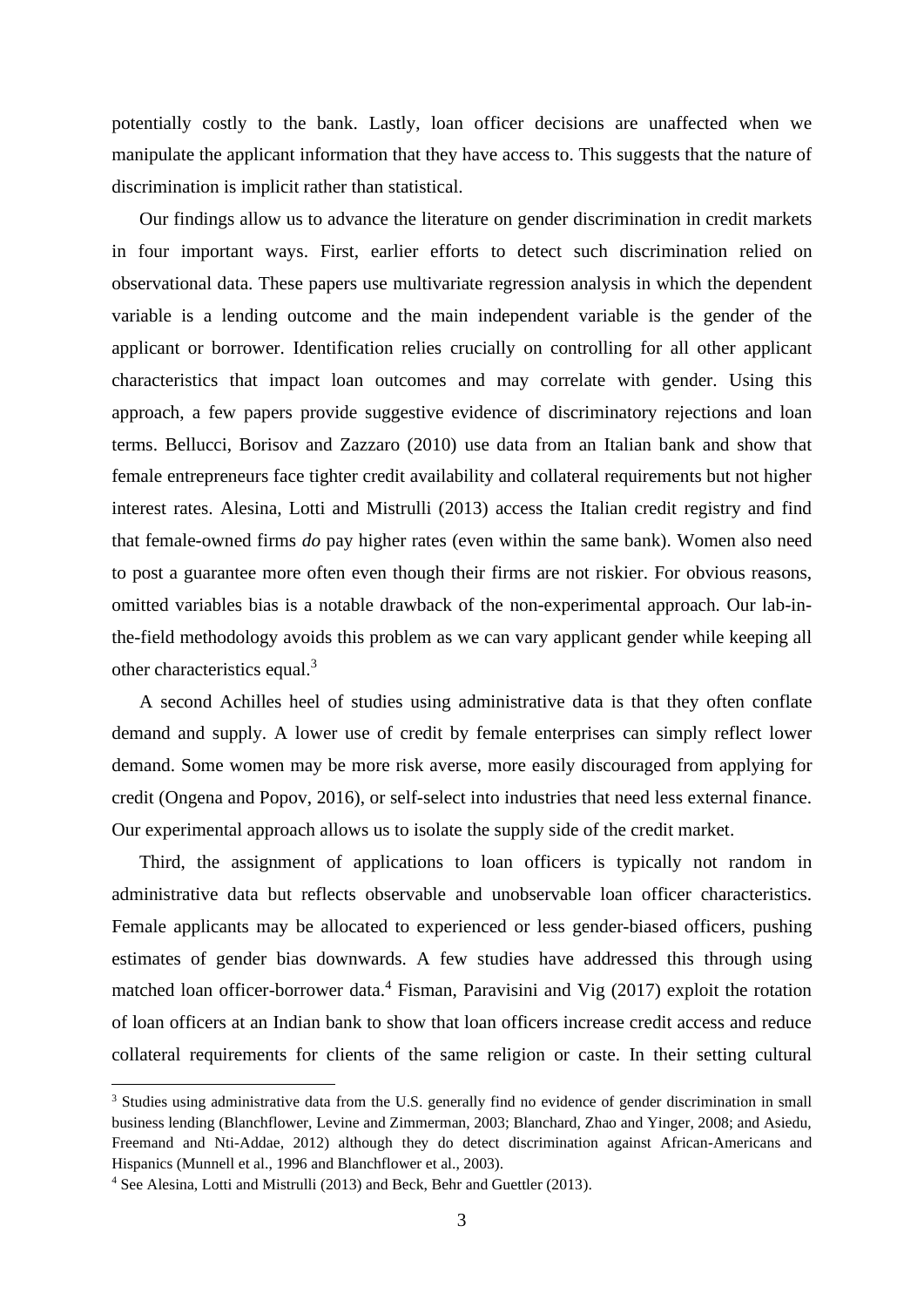potentially costly to the bank. Lastly, loan officer decisions are unaffected when we manipulate the applicant information that they have access to. This suggests that the nature of discrimination is implicit rather than statistical.

Our findings allow us to advance the literature on gender discrimination in credit markets in four important ways. First, earlier efforts to detect such discrimination relied on observational data. These papers use multivariate regression analysis in which the dependent variable is a lending outcome and the main independent variable is the gender of the applicant or borrower. Identification relies crucially on controlling for all other applicant characteristics that impact loan outcomes and may correlate with gender. Using this approach, a few papers provide suggestive evidence of discriminatory rejections and loan terms. Bellucci, Borisov and Zazzaro (2010) use data from an Italian bank and show that female entrepreneurs face tighter credit availability and collateral requirements but not higher interest rates. Alesina, Lotti and Mistrulli (2013) access the Italian credit registry and find that female-owned firms *do* pay higher rates (even within the same bank). Women also need to post a guarantee more often even though their firms are not riskier. For obvious reasons, omitted variables bias is a notable drawback of the non-experimental approach. Our lab-in-the-field methodology avoids this problem as we can vary applicant gender while keeping all other characteristics equal.[3]

A second Achilles heel of studies using administrative data is that they often conflate demand and supply. A lower use of credit by female enterprises can simply reflect lower demand. Some women may be more risk averse, more easily discouraged from applying for credit (Ongena and Popov, 2016), or self-select into industries that need less external finance. Our experimental approach allows us to isolate the supply side of the credit market.

Third, the assignment of applications to loan officers is typically not random in administrative data but reflects observable and unobservable loan officer characteristics. Female applicants may be allocated to experienced or less gender-biased officers, pushing estimates of gender bias downwards. A few studies have addressed this through using matched loan officer-borrower data.[4] Fisman, Paravisini and Vig (2017) exploit the rotation of loan officers at an Indian bank to show that loan officers increase credit access and reduce collateral requirements for clients of the same religion or caste. In their setting cultural

---

[3] Studies using administrative data from the U.S. generally find no evidence of gender discrimination in small business lending (Blanchflower, Levine and Zimmerman, 2003; Blanchard, Zhao and Yinger, 2008; and Asiedu, Freemand and Nti-Addae, 2012) although they do detect discrimination against African-Americans and Hispanics (Munnell et al., 1996 and Blanchflower et al., 2003).

[4] See Alesina, Lotti and Mistrulli (2013) and Beck, Behr and Guettler (2013).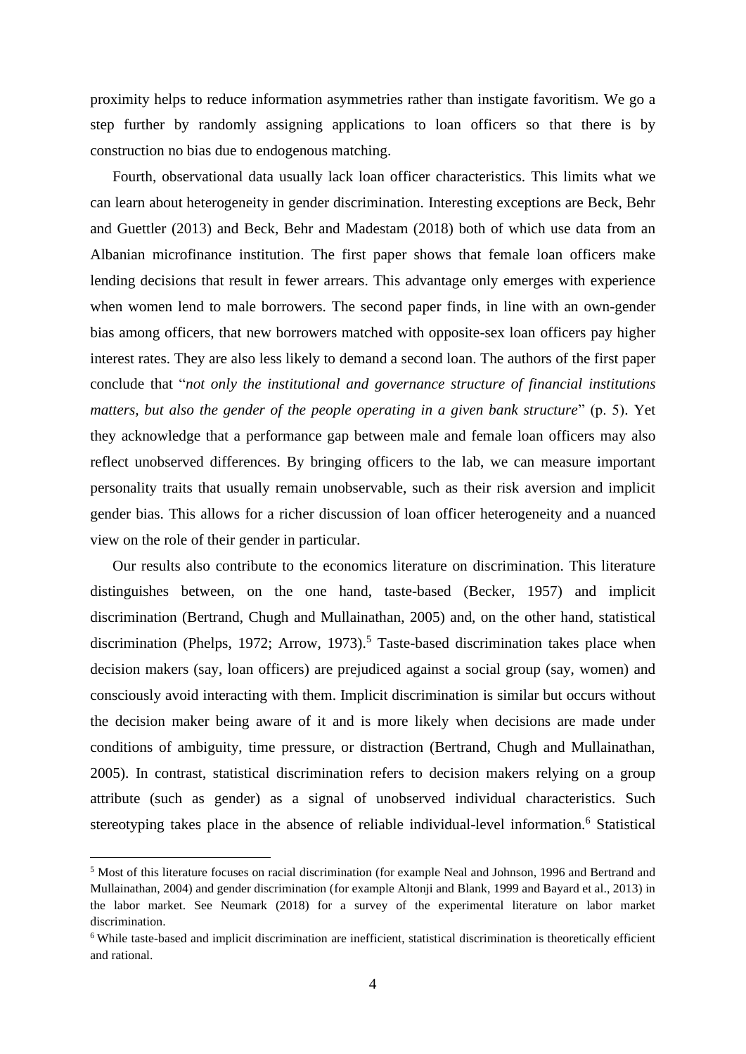proximity helps to reduce information asymmetries rather than instigate favoritism. We go a step further by randomly assigning applications to loan officers so that there is by construction no bias due to endogenous matching.

Fourth, observational data usually lack loan officer characteristics. This limits what we can learn about heterogeneity in gender discrimination. Interesting exceptions are Beck, Behr and Guettler (2013) and Beck, Behr and Madestam (2018) both of which use data from an Albanian microfinance institution. The first paper shows that female loan officers make lending decisions that result in fewer arrears. This advantage only emerges with experience when women lend to male borrowers. The second paper finds, in line with an own-gender bias among officers, that new borrowers matched with opposite-sex loan officers pay higher interest rates. They are also less likely to demand a second loan. The authors of the first paper conclude that "*not only the institutional and governance structure of financial institutions matters, but also the gender of the people operating in a given bank structure*" (p. 5). Yet they acknowledge that a performance gap between male and female loan officers may also reflect unobserved differences. By bringing officers to the lab, we can measure important personality traits that usually remain unobservable, such as their risk aversion and implicit gender bias. This allows for a richer discussion of loan officer heterogeneity and a nuanced view on the role of their gender in particular.

Our results also contribute to the economics literature on discrimination. This literature distinguishes between, on the one hand, taste-based (Becker, 1957) and implicit discrimination (Bertrand, Chugh and Mullainathan, 2005) and, on the other hand, statistical discrimination (Phelps, 1972; Arrow, 1973).[5] Taste-based discrimination takes place when decision makers (say, loan officers) are prejudiced against a social group (say, women) and consciously avoid interacting with them. Implicit discrimination is similar but occurs without the decision maker being aware of it and is more likely when decisions are made under conditions of ambiguity, time pressure, or distraction (Bertrand, Chugh and Mullainathan, 2005). In contrast, statistical discrimination refers to decision makers relying on a group attribute (such as gender) as a signal of unobserved individual characteristics. Such stereotyping takes place in the absence of reliable individual-level information.[6] Statistical

[5] Most of this literature focuses on racial discrimination (for example Neal and Johnson, 1996 and Bertrand and Mullainathan, 2004) and gender discrimination (for example Altonji and Blank, 1999 and Bayard et al., 2013) in the labor market. See Neumark (2018) for a survey of the experimental literature on labor market discrimination.

[6] While taste-based and implicit discrimination are inefficient, statistical discrimination is theoretically efficient and rational.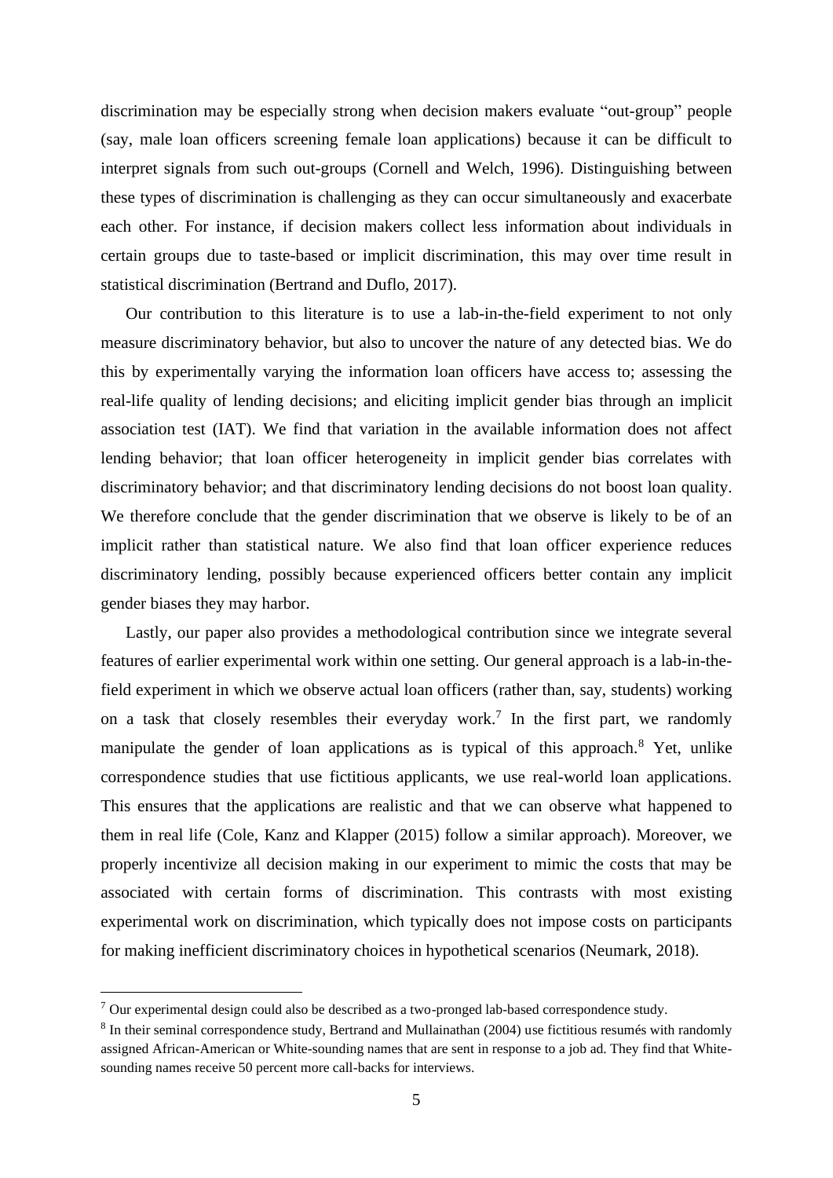discrimination may be especially strong when decision makers evaluate "out-group" people (say, male loan officers screening female loan applications) because it can be difficult to interpret signals from such out-groups (Cornell and Welch, 1996). Distinguishing between these types of discrimination is challenging as they can occur simultaneously and exacerbate each other. For instance, if decision makers collect less information about individuals in certain groups due to taste-based or implicit discrimination, this may over time result in statistical discrimination (Bertrand and Duflo, 2017).

Our contribution to this literature is to use a lab-in-the-field experiment to not only measure discriminatory behavior, but also to uncover the nature of any detected bias. We do this by experimentally varying the information loan officers have access to; assessing the real-life quality of lending decisions; and eliciting implicit gender bias through an implicit association test (IAT). We find that variation in the available information does not affect lending behavior; that loan officer heterogeneity in implicit gender bias correlates with discriminatory behavior; and that discriminatory lending decisions do not boost loan quality. We therefore conclude that the gender discrimination that we observe is likely to be of an implicit rather than statistical nature. We also find that loan officer experience reduces discriminatory lending, possibly because experienced officers better contain any implicit gender biases they may harbor.

Lastly, our paper also provides a methodological contribution since we integrate several features of earlier experimental work within one setting. Our general approach is a lab-in-the-field experiment in which we observe actual loan officers (rather than, say, students) working on a task that closely resembles their everyday work.[7] In the first part, we randomly manipulate the gender of loan applications as is typical of this approach.[8] Yet, unlike correspondence studies that use fictitious applicants, we use real-world loan applications. This ensures that the applications are realistic and that we can observe what happened to them in real life (Cole, Kanz and Klapper (2015) follow a similar approach). Moreover, we properly incentivize all decision making in our experiment to mimic the costs that may be associated with certain forms of discrimination. This contrasts with most existing experimental work on discrimination, which typically does not impose costs on participants for making inefficient discriminatory choices in hypothetical scenarios (Neumark, 2018).

[7] Our experimental design could also be described as a two-pronged lab-based correspondence study.

[8] In their seminal correspondence study, Bertrand and Mullainathan (2004) use fictitious resumés with randomly assigned African-American or White-sounding names that are sent in response to a job ad. They find that White-sounding names receive 50 percent more call-backs for interviews.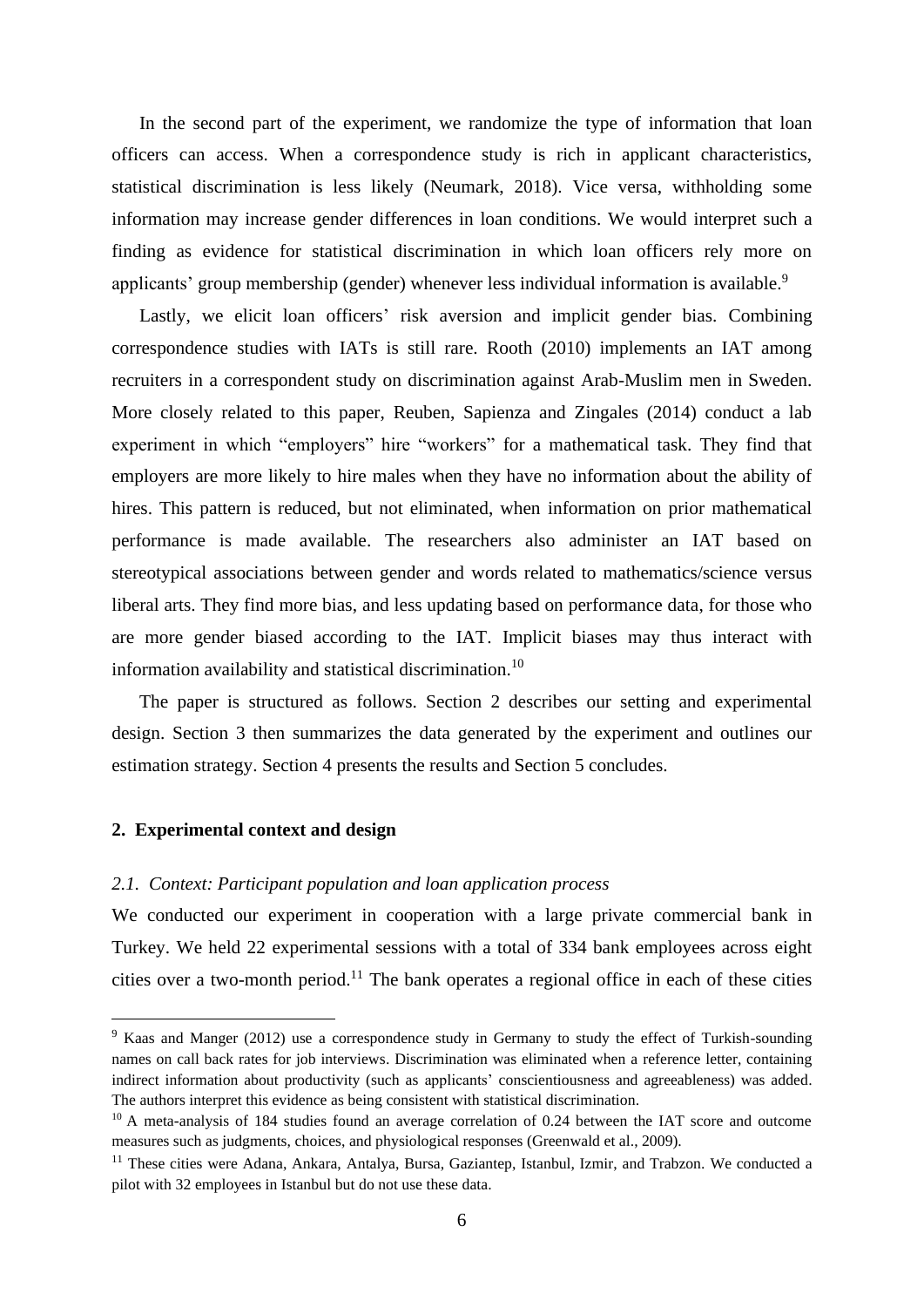In the second part of the experiment, we randomize the type of information that loan officers can access. When a correspondence study is rich in applicant characteristics, statistical discrimination is less likely (Neumark, 2018). Vice versa, withholding some information may increase gender differences in loan conditions. We would interpret such a finding as evidence for statistical discrimination in which loan officers rely more on applicants' group membership (gender) whenever less individual information is available.[9]

Lastly, we elicit loan officers' risk aversion and implicit gender bias. Combining correspondence studies with IATs is still rare. Rooth (2010) implements an IAT among recruiters in a correspondent study on discrimination against Arab-Muslim men in Sweden. More closely related to this paper, Reuben, Sapienza and Zingales (2014) conduct a lab experiment in which "employers" hire "workers" for a mathematical task. They find that employers are more likely to hire males when they have no information about the ability of hires. This pattern is reduced, but not eliminated, when information on prior mathematical performance is made available. The researchers also administer an IAT based on stereotypical associations between gender and words related to mathematics/science versus liberal arts. They find more bias, and less updating based on performance data, for those who are more gender biased according to the IAT. Implicit biases may thus interact with information availability and statistical discrimination.[10]

The paper is structured as follows. Section 2 describes our setting and experimental design. Section 3 then summarizes the data generated by the experiment and outlines our estimation strategy. Section 4 presents the results and Section 5 concludes.

## 2. Experimental context and design

### *2.1. Context: Participant population and loan application process*

We conducted our experiment in cooperation with a large private commercial bank in Turkey. We held 22 experimental sessions with a total of 334 bank employees across eight cities over a two-month period.[11] The bank operates a regional office in each of these cities

---

[9] Kaas and Manger (2012) use a correspondence study in Germany to study the effect of Turkish-sounding names on call back rates for job interviews. Discrimination was eliminated when a reference letter, containing indirect information about productivity (such as applicants' conscientiousness and agreeableness) was added. The authors interpret this evidence as being consistent with statistical discrimination.

[10] A meta-analysis of 184 studies found an average correlation of 0.24 between the IAT score and outcome measures such as judgments, choices, and physiological responses (Greenwald et al., 2009).

[11] These cities were Adana, Ankara, Antalya, Bursa, Gaziantep, Istanbul, Izmir, and Trabzon. We conducted a pilot with 32 employees in Istanbul but do not use these data.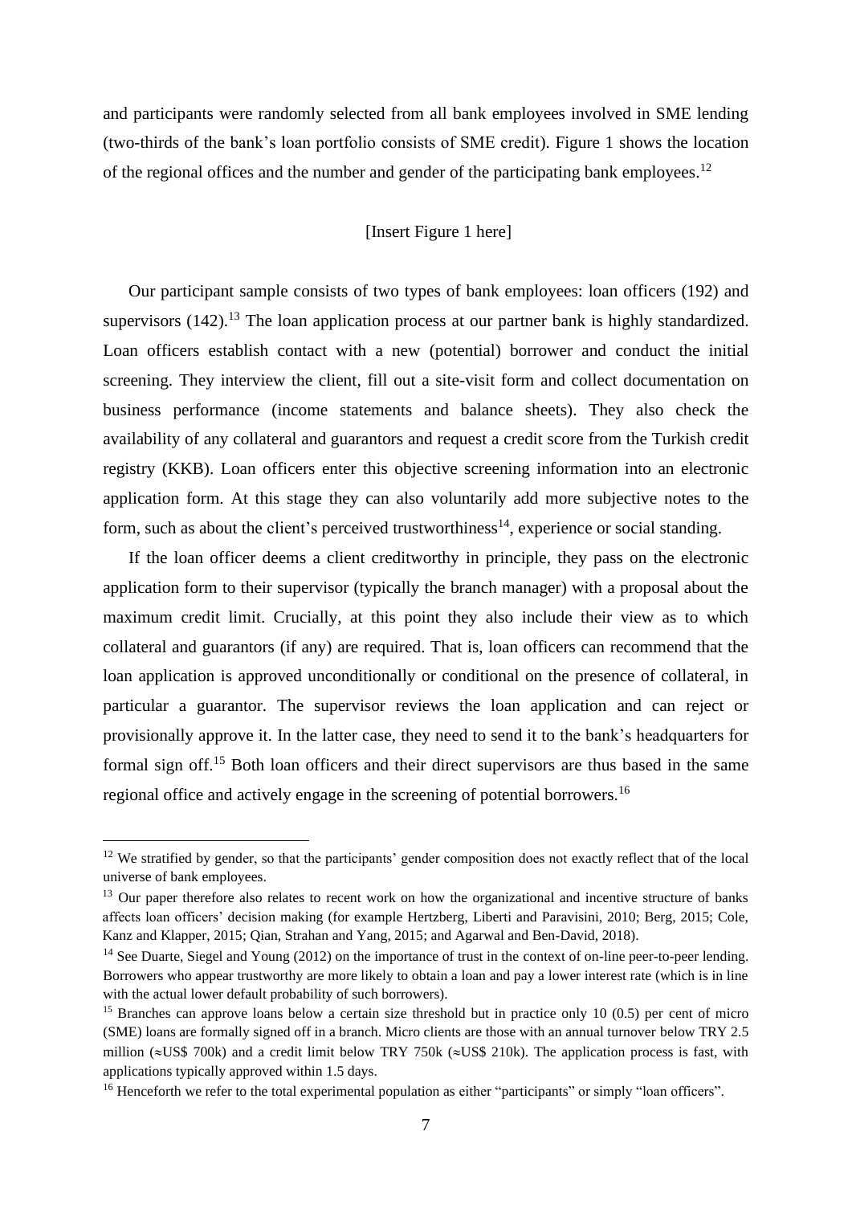and participants were randomly selected from all bank employees involved in SME lending (two-thirds of the bank's loan portfolio consists of SME credit). Figure 1 shows the location of the regional offices and the number and gender of the participating bank employees.[12]

[Insert Figure 1 here]

Our participant sample consists of two types of bank employees: loan officers (192) and supervisors (142).[13] The loan application process at our partner bank is highly standardized. Loan officers establish contact with a new (potential) borrower and conduct the initial screening. They interview the client, fill out a site-visit form and collect documentation on business performance (income statements and balance sheets). They also check the availability of any collateral and guarantors and request a credit score from the Turkish credit registry (KKB). Loan officers enter this objective screening information into an electronic application form. At this stage they can also voluntarily add more subjective notes to the form, such as about the client's perceived trustworthiness[14], experience or social standing.

If the loan officer deems a client creditworthy in principle, they pass on the electronic application form to their supervisor (typically the branch manager) with a proposal about the maximum credit limit. Crucially, at this point they also include their view as to which collateral and guarantors (if any) are required. That is, loan officers can recommend that the loan application is approved unconditionally or conditional on the presence of collateral, in particular a guarantor. The supervisor reviews the loan application and can reject or provisionally approve it. In the latter case, they need to send it to the bank's headquarters for formal sign off.[15] Both loan officers and their direct supervisors are thus based in the same regional office and actively engage in the screening of potential borrowers.[16]

---

[12] We stratified by gender, so that the participants' gender composition does not exactly reflect that of the local universe of bank employees.

[13] Our paper therefore also relates to recent work on how the organizational and incentive structure of banks affects loan officers' decision making (for example Hertzberg, Liberti and Paravisini, 2010; Berg, 2015; Cole, Kanz and Klapper, 2015; Qian, Strahan and Yang, 2015; and Agarwal and Ben-David, 2018).

[14] See Duarte, Siegel and Young (2012) on the importance of trust in the context of on-line peer-to-peer lending. Borrowers who appear trustworthy are more likely to obtain a loan and pay a lower interest rate (which is in line with the actual lower default probability of such borrowers).

[15] Branches can approve loans below a certain size threshold but in practice only 10 (0.5) per cent of micro (SME) loans are formally signed off in a branch. Micro clients are those with an annual turnover below TRY 2.5 million (≈US$ 700k) and a credit limit below TRY 750k (≈US$ 210k). The application process is fast, with applications typically approved within 1.5 days.

[16] Henceforth we refer to the total experimental population as either "participants" or simply "loan officers".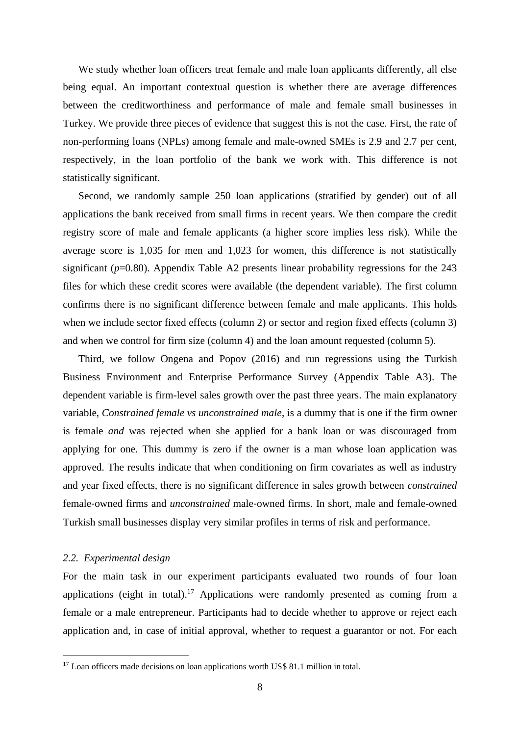We study whether loan officers treat female and male loan applicants differently, all else being equal. An important contextual question is whether there are average differences between the creditworthiness and performance of male and female small businesses in Turkey. We provide three pieces of evidence that suggest this is not the case. First, the rate of non-performing loans (NPLs) among female and male-owned SMEs is 2.9 and 2.7 per cent, respectively, in the loan portfolio of the bank we work with. This difference is not statistically significant.

Second, we randomly sample 250 loan applications (stratified by gender) out of all applications the bank received from small firms in recent years. We then compare the credit registry score of male and female applicants (a higher score implies less risk). While the average score is 1,035 for men and 1,023 for women, this difference is not statistically significant ($p$=0.80). Appendix Table A2 presents linear probability regressions for the 243 files for which these credit scores were available (the dependent variable). The first column confirms there is no significant difference between female and male applicants. This holds when we include sector fixed effects (column 2) or sector and region fixed effects (column 3) and when we control for firm size (column 4) and the loan amount requested (column 5).

Third, we follow Ongena and Popov (2016) and run regressions using the Turkish Business Environment and Enterprise Performance Survey (Appendix Table A3). The dependent variable is firm-level sales growth over the past three years. The main explanatory variable, *Constrained female vs unconstrained male*, is a dummy that is one if the firm owner is female *and* was rejected when she applied for a bank loan or was discouraged from applying for one. This dummy is zero if the owner is a man whose loan application was approved. The results indicate that when conditioning on firm covariates as well as industry and year fixed effects, there is no significant difference in sales growth between *constrained* female-owned firms and *unconstrained* male-owned firms. In short, male and female-owned Turkish small businesses display very similar profiles in terms of risk and performance.

### *2.2. Experimental design*

For the main task in our experiment participants evaluated two rounds of four loan applications (eight in total).[17] Applications were randomly presented as coming from a female or a male entrepreneur. Participants had to decide whether to approve or reject each application and, in case of initial approval, whether to request a guarantor or not. For each

[17] Loan officers made decisions on loan applications worth US$ 81.1 million in total.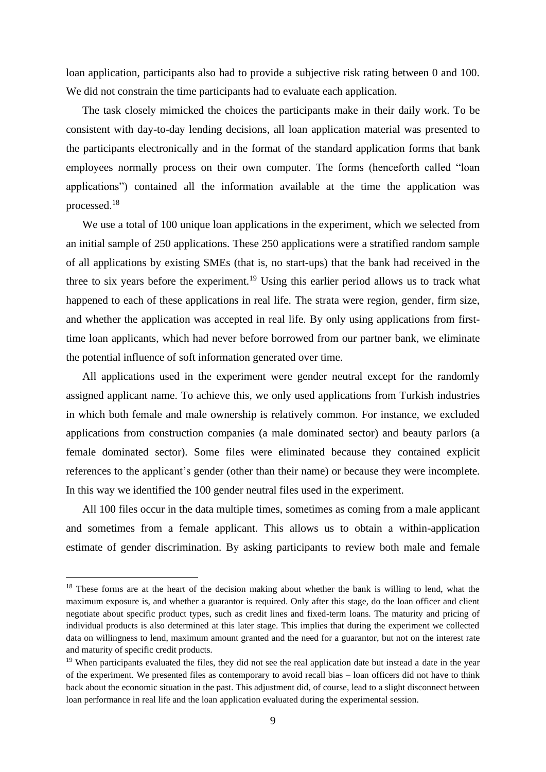loan application, participants also had to provide a subjective risk rating between 0 and 100. We did not constrain the time participants had to evaluate each application.

The task closely mimicked the choices the participants make in their daily work. To be consistent with day-to-day lending decisions, all loan application material was presented to the participants electronically and in the format of the standard application forms that bank employees normally process on their own computer. The forms (henceforth called "loan applications") contained all the information available at the time the application was processed.[18]

We use a total of 100 unique loan applications in the experiment, which we selected from an initial sample of 250 applications. These 250 applications were a stratified random sample of all applications by existing SMEs (that is, no start-ups) that the bank had received in the three to six years before the experiment.[19] Using this earlier period allows us to track what happened to each of these applications in real life. The strata were region, gender, firm size, and whether the application was accepted in real life. By only using applications from first-time loan applicants, which had never before borrowed from our partner bank, we eliminate the potential influence of soft information generated over time.

All applications used in the experiment were gender neutral except for the randomly assigned applicant name. To achieve this, we only used applications from Turkish industries in which both female and male ownership is relatively common. For instance, we excluded applications from construction companies (a male dominated sector) and beauty parlors (a female dominated sector). Some files were eliminated because they contained explicit references to the applicant's gender (other than their name) or because they were incomplete. In this way we identified the 100 gender neutral files used in the experiment.

All 100 files occur in the data multiple times, sometimes as coming from a male applicant and sometimes from a female applicant. This allows us to obtain a within-application estimate of gender discrimination. By asking participants to review both male and female

[18] These forms are at the heart of the decision making about whether the bank is willing to lend, what the maximum exposure is, and whether a guarantor is required. Only after this stage, do the loan officer and client negotiate about specific product types, such as credit lines and fixed-term loans. The maturity and pricing of individual products is also determined at this later stage. This implies that during the experiment we collected data on willingness to lend, maximum amount granted and the need for a guarantor, but not on the interest rate and maturity of specific credit products.

[19] When participants evaluated the files, they did not see the real application date but instead a date in the year of the experiment. We presented files as contemporary to avoid recall bias – loan officers did not have to think back about the economic situation in the past. This adjustment did, of course, lead to a slight disconnect between loan performance in real life and the loan application evaluated during the experimental session.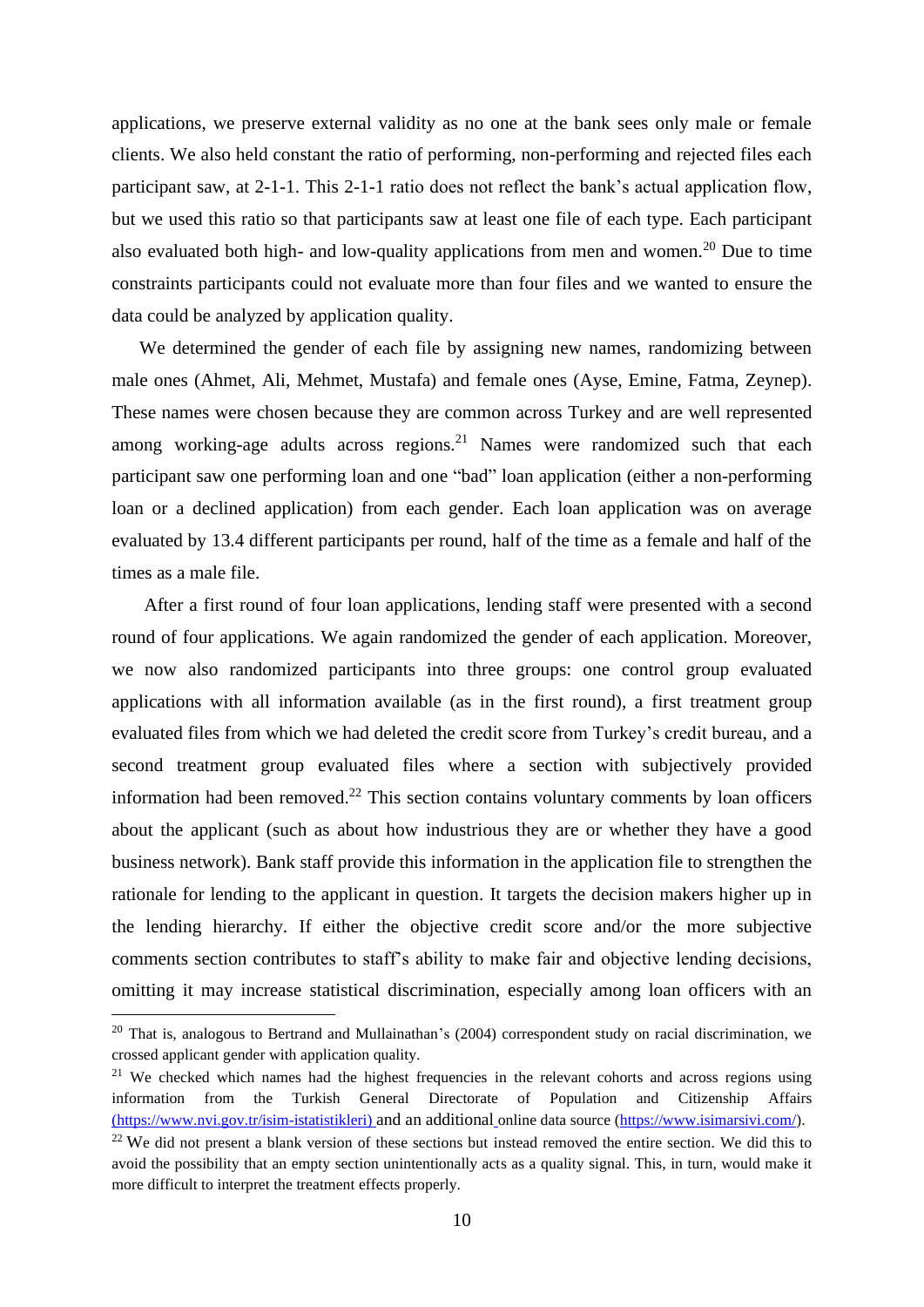applications, we preserve external validity as no one at the bank sees only male or female clients. We also held constant the ratio of performing, non-performing and rejected files each participant saw, at 2-1-1. This 2-1-1 ratio does not reflect the bank's actual application flow, but we used this ratio so that participants saw at least one file of each type. Each participant also evaluated both high- and low-quality applications from men and women.[20] Due to time constraints participants could not evaluate more than four files and we wanted to ensure the data could be analyzed by application quality.

We determined the gender of each file by assigning new names, randomizing between male ones (Ahmet, Ali, Mehmet, Mustafa) and female ones (Ayse, Emine, Fatma, Zeynep). These names were chosen because they are common across Turkey and are well represented among working-age adults across regions.[21] Names were randomized such that each participant saw one performing loan and one "bad" loan application (either a non-performing loan or a declined application) from each gender. Each loan application was on average evaluated by 13.4 different participants per round, half of the time as a female and half of the times as a male file.

After a first round of four loan applications, lending staff were presented with a second round of four applications. We again randomized the gender of each application. Moreover, we now also randomized participants into three groups: one control group evaluated applications with all information available (as in the first round), a first treatment group evaluated files from which we had deleted the credit score from Turkey's credit bureau, and a second treatment group evaluated files where a section with subjectively provided information had been removed.[22] This section contains voluntary comments by loan officers about the applicant (such as about how industrious they are or whether they have a good business network). Bank staff provide this information in the application file to strengthen the rationale for lending to the applicant in question. It targets the decision makers higher up in the lending hierarchy. If either the objective credit score and/or the more subjective comments section contributes to staff's ability to make fair and objective lending decisions, omitting it may increase statistical discrimination, especially among loan officers with an

---

[20] That is, analogous to Bertrand and Mullainathan's (2004) correspondent study on racial discrimination, we crossed applicant gender with application quality.

[21] We checked which names had the highest frequencies in the relevant cohorts and across regions using information from the Turkish General Directorate of Population and Citizenship Affairs (https://www.nvi.gov.tr/isim-istatistikleri) and an additional online data source (https://www.isimarsivi.com/).

[22] We did not present a blank version of these sections but instead removed the entire section. We did this to avoid the possibility that an empty section unintentionally acts as a quality signal. This, in turn, would make it more difficult to interpret the treatment effects properly.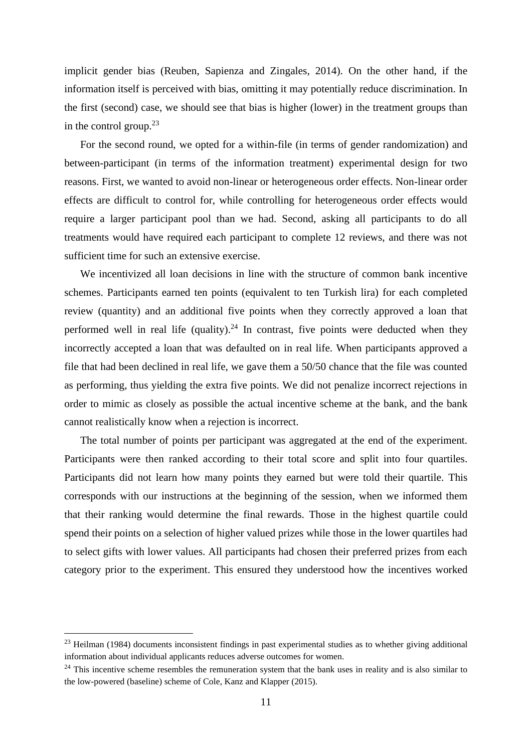implicit gender bias (Reuben, Sapienza and Zingales, 2014). On the other hand, if the information itself is perceived with bias, omitting it may potentially reduce discrimination. In the first (second) case, we should see that bias is higher (lower) in the treatment groups than in the control group.[23]

For the second round, we opted for a within-file (in terms of gender randomization) and between-participant (in terms of the information treatment) experimental design for two reasons. First, we wanted to avoid non-linear or heterogeneous order effects. Non-linear order effects are difficult to control for, while controlling for heterogeneous order effects would require a larger participant pool than we had. Second, asking all participants to do all treatments would have required each participant to complete 12 reviews, and there was not sufficient time for such an extensive exercise.

We incentivized all loan decisions in line with the structure of common bank incentive schemes. Participants earned ten points (equivalent to ten Turkish lira) for each completed review (quantity) and an additional five points when they correctly approved a loan that performed well in real life (quality).[24] In contrast, five points were deducted when they incorrectly accepted a loan that was defaulted on in real life. When participants approved a file that had been declined in real life, we gave them a 50/50 chance that the file was counted as performing, thus yielding the extra five points. We did not penalize incorrect rejections in order to mimic as closely as possible the actual incentive scheme at the bank, and the bank cannot realistically know when a rejection is incorrect.

The total number of points per participant was aggregated at the end of the experiment. Participants were then ranked according to their total score and split into four quartiles. Participants did not learn how many points they earned but were told their quartile. This corresponds with our instructions at the beginning of the session, when we informed them that their ranking would determine the final rewards. Those in the highest quartile could spend their points on a selection of higher valued prizes while those in the lower quartiles had to select gifts with lower values. All participants had chosen their preferred prizes from each category prior to the experiment. This ensured they understood how the incentives worked

---

[23] Heilman (1984) documents inconsistent findings in past experimental studies as to whether giving additional information about individual applicants reduces adverse outcomes for women.

[24] This incentive scheme resembles the remuneration system that the bank uses in reality and is also similar to the low-powered (baseline) scheme of Cole, Kanz and Klapper (2015).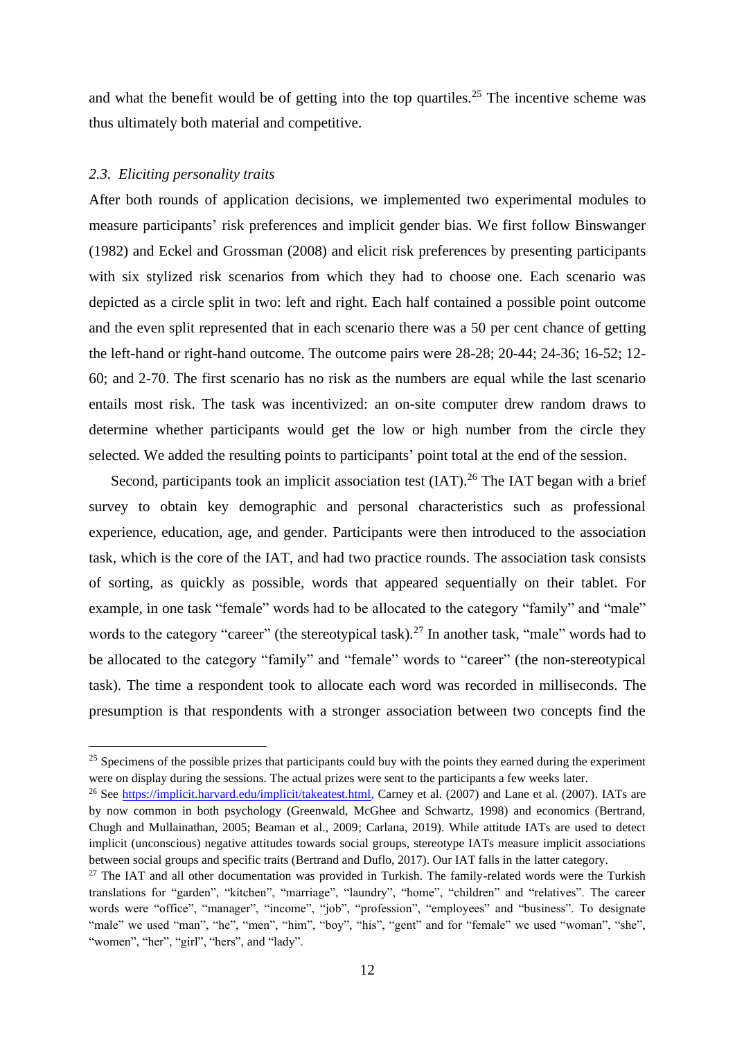and what the benefit would be of getting into the top quartiles.[25] The incentive scheme was thus ultimately both material and competitive.

### *2.3. Eliciting personality traits*

After both rounds of application decisions, we implemented two experimental modules to measure participants' risk preferences and implicit gender bias. We first follow Binswanger (1982) and Eckel and Grossman (2008) and elicit risk preferences by presenting participants with six stylized risk scenarios from which they had to choose one. Each scenario was depicted as a circle split in two: left and right. Each half contained a possible point outcome and the even split represented that in each scenario there was a 50 per cent chance of getting the left-hand or right-hand outcome. The outcome pairs were 28-28; 20-44; 24-36; 16-52; 12-60; and 2-70. The first scenario has no risk as the numbers are equal while the last scenario entails most risk. The task was incentivized: an on-site computer drew random draws to determine whether participants would get the low or high number from the circle they selected. We added the resulting points to participants' point total at the end of the session.

Second, participants took an implicit association test (IAT).[26] The IAT began with a brief survey to obtain key demographic and personal characteristics such as professional experience, education, age, and gender. Participants were then introduced to the association task, which is the core of the IAT, and had two practice rounds. The association task consists of sorting, as quickly as possible, words that appeared sequentially on their tablet. For example, in one task "female" words had to be allocated to the category "family" and "male" words to the category "career" (the stereotypical task).[27] In another task, "male" words had to be allocated to the category "family" and "female" words to "career" (the non-stereotypical task). The time a respondent took to allocate each word was recorded in milliseconds. The presumption is that respondents with a stronger association between two concepts find the

---

[25] Specimens of the possible prizes that participants could buy with the points they earned during the experiment were on display during the sessions. The actual prizes were sent to the participants a few weeks later.

[26] See https://implicit.harvard.edu/implicit/takeatest.html, Carney et al. (2007) and Lane et al. (2007). IATs are by now common in both psychology (Greenwald, McGhee and Schwartz, 1998) and economics (Bertrand, Chugh and Mullainathan, 2005; Beaman et al., 2009; Carlana, 2019). While attitude IATs are used to detect implicit (unconscious) negative attitudes towards social groups, stereotype IATs measure implicit associations between social groups and specific traits (Bertrand and Duflo, 2017). Our IAT falls in the latter category.

[27] The IAT and all other documentation was provided in Turkish. The family-related words were the Turkish translations for "garden", "kitchen", "marriage", "laundry", "home", "children" and "relatives". The career words were "office", "manager", "income", "job", "profession", "employees" and "business". To designate "male" we used "man", "he", "men", "him", "boy", "his", "gent" and for "female" we used "woman", "she", "women", "her", "girl", "hers", and "lady".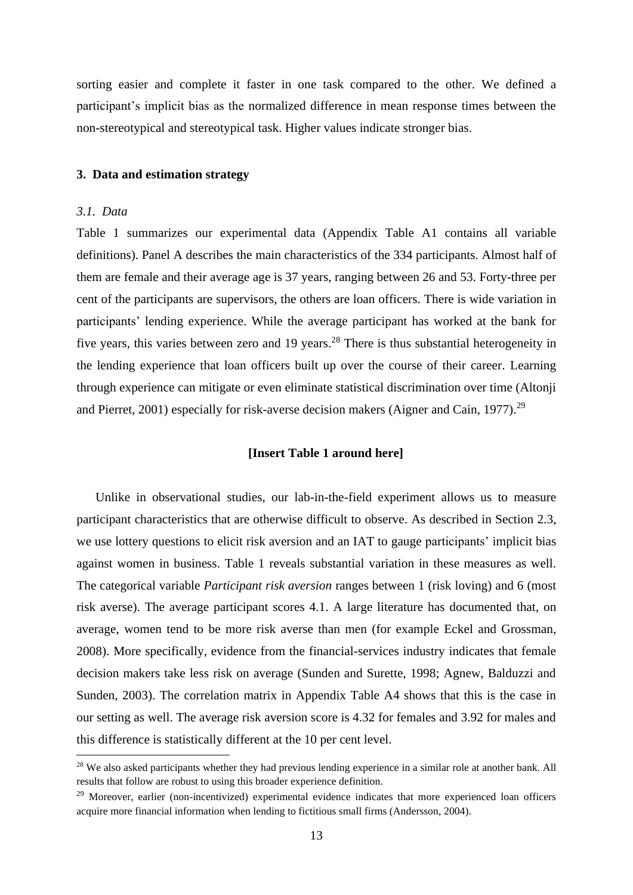sorting easier and complete it faster in one task compared to the other. We defined a participant's implicit bias as the normalized difference in mean response times between the non-stereotypical and stereotypical task. Higher values indicate stronger bias.

## 3. Data and estimation strategy

### *3.1. Data*

Table 1 summarizes our experimental data (Appendix Table A1 contains all variable definitions). Panel A describes the main characteristics of the 334 participants. Almost half of them are female and their average age is 37 years, ranging between 26 and 53. Forty-three per cent of the participants are supervisors, the others are loan officers. There is wide variation in participants' lending experience. While the average participant has worked at the bank for five years, this varies between zero and 19 years.[28] There is thus substantial heterogeneity in the lending experience that loan officers built up over the course of their career. Learning through experience can mitigate or even eliminate statistical discrimination over time (Altonji and Pierret, 2001) especially for risk-averse decision makers (Aigner and Cain, 1977).[29]

**[Insert Table 1 around here]**

Unlike in observational studies, our lab-in-the-field experiment allows us to measure participant characteristics that are otherwise difficult to observe. As described in Section 2.3, we use lottery questions to elicit risk aversion and an IAT to gauge participants' implicit bias against women in business. Table 1 reveals substantial variation in these measures as well. The categorical variable *Participant risk aversion* ranges between 1 (risk loving) and 6 (most risk averse). The average participant scores 4.1. A large literature has documented that, on average, women tend to be more risk averse than men (for example Eckel and Grossman, 2008). More specifically, evidence from the financial-services industry indicates that female decision makers take less risk on average (Sunden and Surette, 1998; Agnew, Balduzzi and Sunden, 2003). The correlation matrix in Appendix Table A4 shows that this is the case in our setting as well. The average risk aversion score is 4.32 for females and 3.92 for males and this difference is statistically different at the 10 per cent level.

[28] We also asked participants whether they had previous lending experience in a similar role at another bank. All results that follow are robust to using this broader experience definition.

[29] Moreover, earlier (non-incentivized) experimental evidence indicates that more experienced loan officers acquire more financial information when lending to fictitious small firms (Andersson, 2004).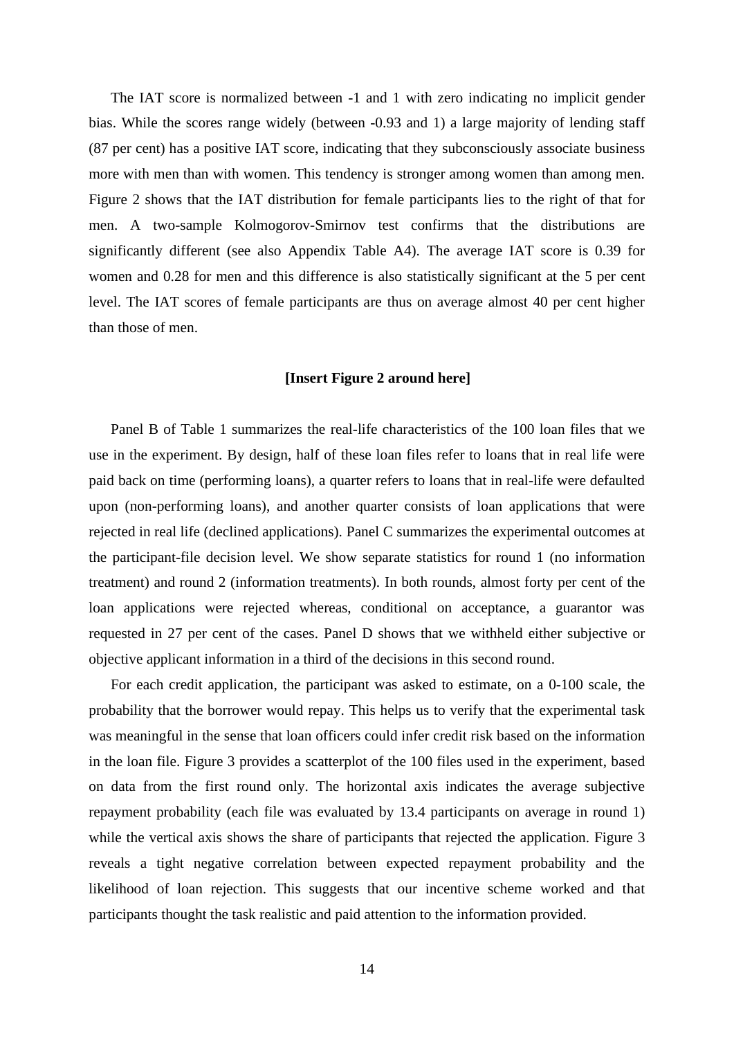The IAT score is normalized between -1 and 1 with zero indicating no implicit gender bias. While the scores range widely (between -0.93 and 1) a large majority of lending staff (87 per cent) has a positive IAT score, indicating that they subconsciously associate business more with men than with women. This tendency is stronger among women than among men. Figure 2 shows that the IAT distribution for female participants lies to the right of that for men. A two-sample Kolmogorov-Smirnov test confirms that the distributions are significantly different (see also Appendix Table A4). The average IAT score is 0.39 for women and 0.28 for men and this difference is also statistically significant at the 5 per cent level. The IAT scores of female participants are thus on average almost 40 per cent higher than those of men.

**[Insert Figure 2 around here]**

Panel B of Table 1 summarizes the real-life characteristics of the 100 loan files that we use in the experiment. By design, half of these loan files refer to loans that in real life were paid back on time (performing loans), a quarter refers to loans that in real-life were defaulted upon (non-performing loans), and another quarter consists of loan applications that were rejected in real life (declined applications). Panel C summarizes the experimental outcomes at the participant-file decision level. We show separate statistics for round 1 (no information treatment) and round 2 (information treatments). In both rounds, almost forty per cent of the loan applications were rejected whereas, conditional on acceptance, a guarantor was requested in 27 per cent of the cases. Panel D shows that we withheld either subjective or objective applicant information in a third of the decisions in this second round.

For each credit application, the participant was asked to estimate, on a 0-100 scale, the probability that the borrower would repay. This helps us to verify that the experimental task was meaningful in the sense that loan officers could infer credit risk based on the information in the loan file. Figure 3 provides a scatterplot of the 100 files used in the experiment, based on data from the first round only. The horizontal axis indicates the average subjective repayment probability (each file was evaluated by 13.4 participants on average in round 1) while the vertical axis shows the share of participants that rejected the application. Figure 3 reveals a tight negative correlation between expected repayment probability and the likelihood of loan rejection. This suggests that our incentive scheme worked and that participants thought the task realistic and paid attention to the information provided.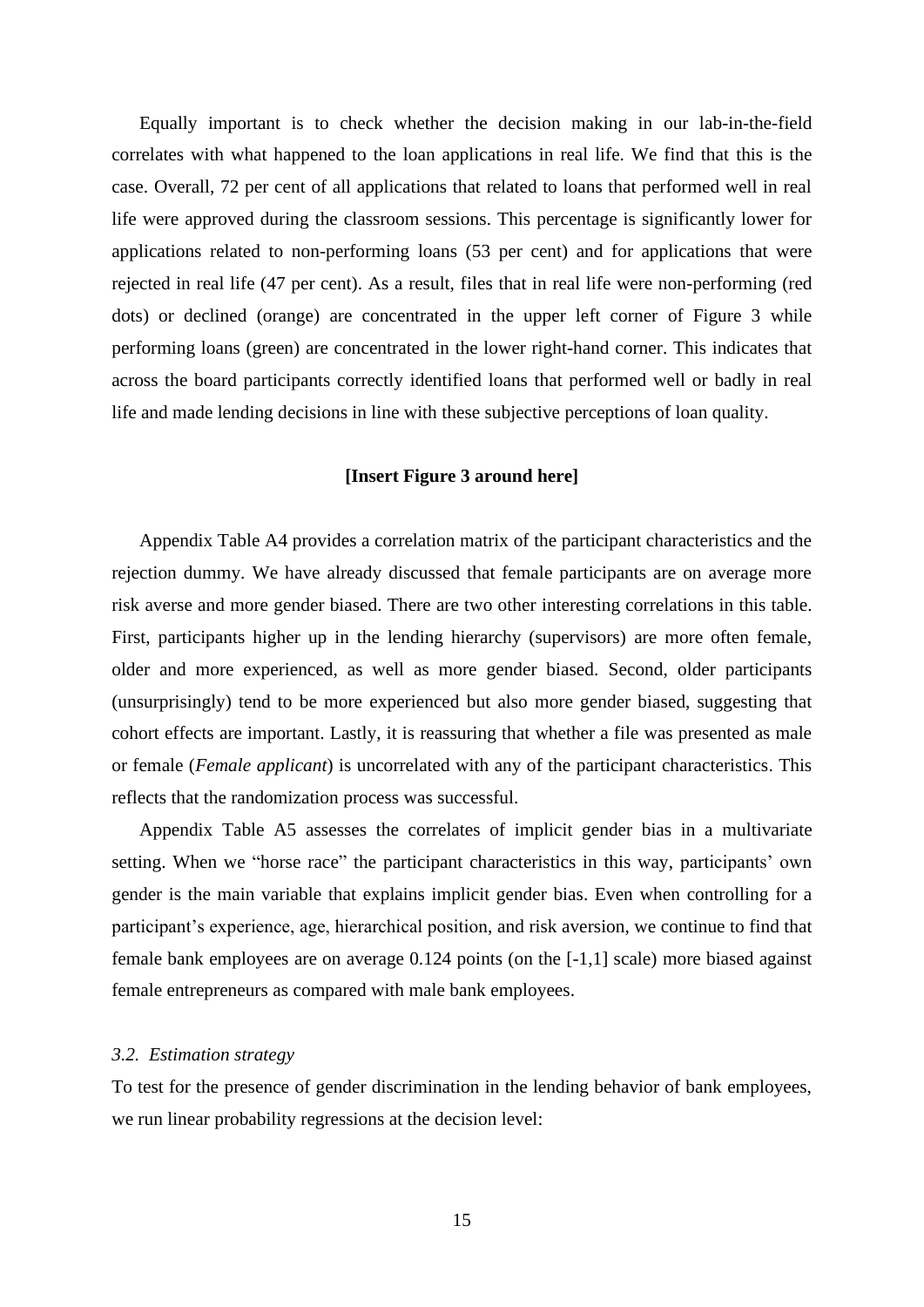Equally important is to check whether the decision making in our lab-in-the-field correlates with what happened to the loan applications in real life. We find that this is the case. Overall, 72 per cent of all applications that related to loans that performed well in real life were approved during the classroom sessions. This percentage is significantly lower for applications related to non-performing loans (53 per cent) and for applications that were rejected in real life (47 per cent). As a result, files that in real life were non-performing (red dots) or declined (orange) are concentrated in the upper left corner of Figure 3 while performing loans (green) are concentrated in the lower right-hand corner. This indicates that across the board participants correctly identified loans that performed well or badly in real life and made lending decisions in line with these subjective perceptions of loan quality.

**[Insert Figure 3 around here]**

Appendix Table A4 provides a correlation matrix of the participant characteristics and the rejection dummy. We have already discussed that female participants are on average more risk averse and more gender biased. There are two other interesting correlations in this table. First, participants higher up in the lending hierarchy (supervisors) are more often female, older and more experienced, as well as more gender biased. Second, older participants (unsurprisingly) tend to be more experienced but also more gender biased, suggesting that cohort effects are important. Lastly, it is reassuring that whether a file was presented as male or female (*Female applicant*) is uncorrelated with any of the participant characteristics. This reflects that the randomization process was successful.

Appendix Table A5 assesses the correlates of implicit gender bias in a multivariate setting. When we "horse race" the participant characteristics in this way, participants' own gender is the main variable that explains implicit gender bias. Even when controlling for a participant's experience, age, hierarchical position, and risk aversion, we continue to find that female bank employees are on average 0.124 points (on the [-1,1] scale) more biased against female entrepreneurs as compared with male bank employees.

### *3.2. Estimation strategy*

To test for the presence of gender discrimination in the lending behavior of bank employees, we run linear probability regressions at the decision level: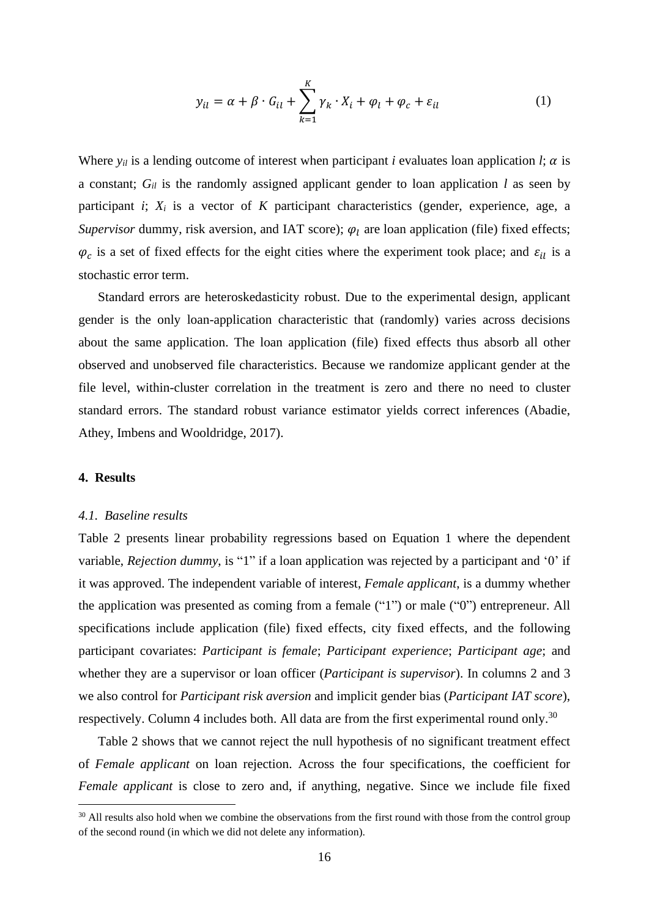$$y_{il} = \alpha + \beta \cdot G_{il} + \sum_{k=1}^{K} \gamma_k \cdot X_i + \varphi_l + \varphi_c + \varepsilon_{il} \tag{1}$$

Where $y_{il}$ is a lending outcome of interest when participant $i$ evaluates loan application $l$; $\alpha$ is a constant; $G_{il}$ is the randomly assigned applicant gender to loan application $l$ as seen by participant $i$; $X_i$ is a vector of $K$ participant characteristics (gender, experience, age, a *Supervisor* dummy, risk aversion, and IAT score); $\varphi_l$ are loan application (file) fixed effects; $\varphi_c$ is a set of fixed effects for the eight cities where the experiment took place; and $\varepsilon_{il}$ is a stochastic error term.

Standard errors are heteroskedasticity robust. Due to the experimental design, applicant gender is the only loan-application characteristic that (randomly) varies across decisions about the same application. The loan application (file) fixed effects thus absorb all other observed and unobserved file characteristics. Because we randomize applicant gender at the file level, within-cluster correlation in the treatment is zero and there no need to cluster standard errors. The standard robust variance estimator yields correct inferences (Abadie, Athey, Imbens and Wooldridge, 2017).

## 4. Results

### *4.1. Baseline results*

Table 2 presents linear probability regressions based on Equation 1 where the dependent variable, *Rejection dummy*, is "1" if a loan application was rejected by a participant and '0' if it was approved. The independent variable of interest, *Female applicant*, is a dummy whether the application was presented as coming from a female ("1") or male ("0") entrepreneur. All specifications include application (file) fixed effects, city fixed effects, and the following participant covariates: *Participant is female*; *Participant experience*; *Participant age*; and whether they are a supervisor or loan officer (*Participant is supervisor*). In columns 2 and 3 we also control for *Participant risk aversion* and implicit gender bias (*Participant IAT score*), respectively. Column 4 includes both. All data are from the first experimental round only.[30]

Table 2 shows that we cannot reject the null hypothesis of no significant treatment effect of *Female applicant* on loan rejection. Across the four specifications, the coefficient for *Female applicant* is close to zero and, if anything, negative. Since we include file fixed

[30] All results also hold when we combine the observations from the first round with those from the control group of the second round (in which we did not delete any information).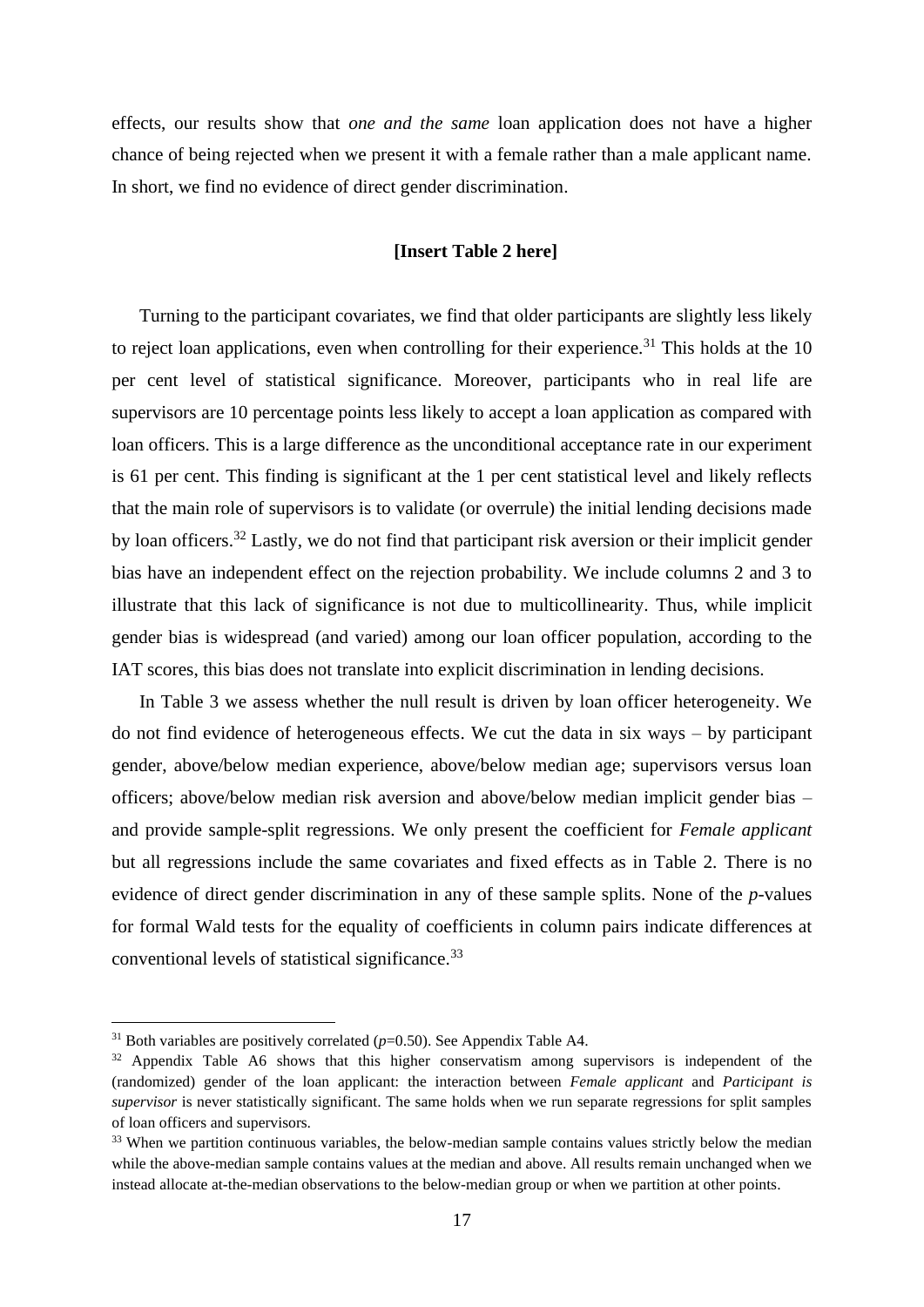effects, our results show that *one and the same* loan application does not have a higher chance of being rejected when we present it with a female rather than a male applicant name. In short, we find no evidence of direct gender discrimination.

**[Insert Table 2 here]**

Turning to the participant covariates, we find that older participants are slightly less likely to reject loan applications, even when controlling for their experience.[31] This holds at the 10 per cent level of statistical significance. Moreover, participants who in real life are supervisors are 10 percentage points less likely to accept a loan application as compared with loan officers. This is a large difference as the unconditional acceptance rate in our experiment is 61 per cent. This finding is significant at the 1 per cent statistical level and likely reflects that the main role of supervisors is to validate (or overrule) the initial lending decisions made by loan officers.[32] Lastly, we do not find that participant risk aversion or their implicit gender bias have an independent effect on the rejection probability. We include columns 2 and 3 to illustrate that this lack of significance is not due to multicollinearity. Thus, while implicit gender bias is widespread (and varied) among our loan officer population, according to the IAT scores, this bias does not translate into explicit discrimination in lending decisions.

In Table 3 we assess whether the null result is driven by loan officer heterogeneity. We do not find evidence of heterogeneous effects. We cut the data in six ways – by participant gender, above/below median experience, above/below median age; supervisors versus loan officers; above/below median risk aversion and above/below median implicit gender bias – and provide sample-split regressions. We only present the coefficient for *Female applicant* but all regressions include the same covariates and fixed effects as in Table 2. There is no evidence of direct gender discrimination in any of these sample splits. None of the *p*-values for formal Wald tests for the equality of coefficients in column pairs indicate differences at conventional levels of statistical significance.[33]

---

[31] Both variables are positively correlated ($p$=0.50). See Appendix Table A4.

[32] Appendix Table A6 shows that this higher conservatism among supervisors is independent of the (randomized) gender of the loan applicant: the interaction between *Female applicant* and *Participant is supervisor* is never statistically significant. The same holds when we run separate regressions for split samples of loan officers and supervisors.

[33] When we partition continuous variables, the below-median sample contains values strictly below the median while the above-median sample contains values at the median and above. All results remain unchanged when we instead allocate at-the-median observations to the below-median group or when we partition at other points.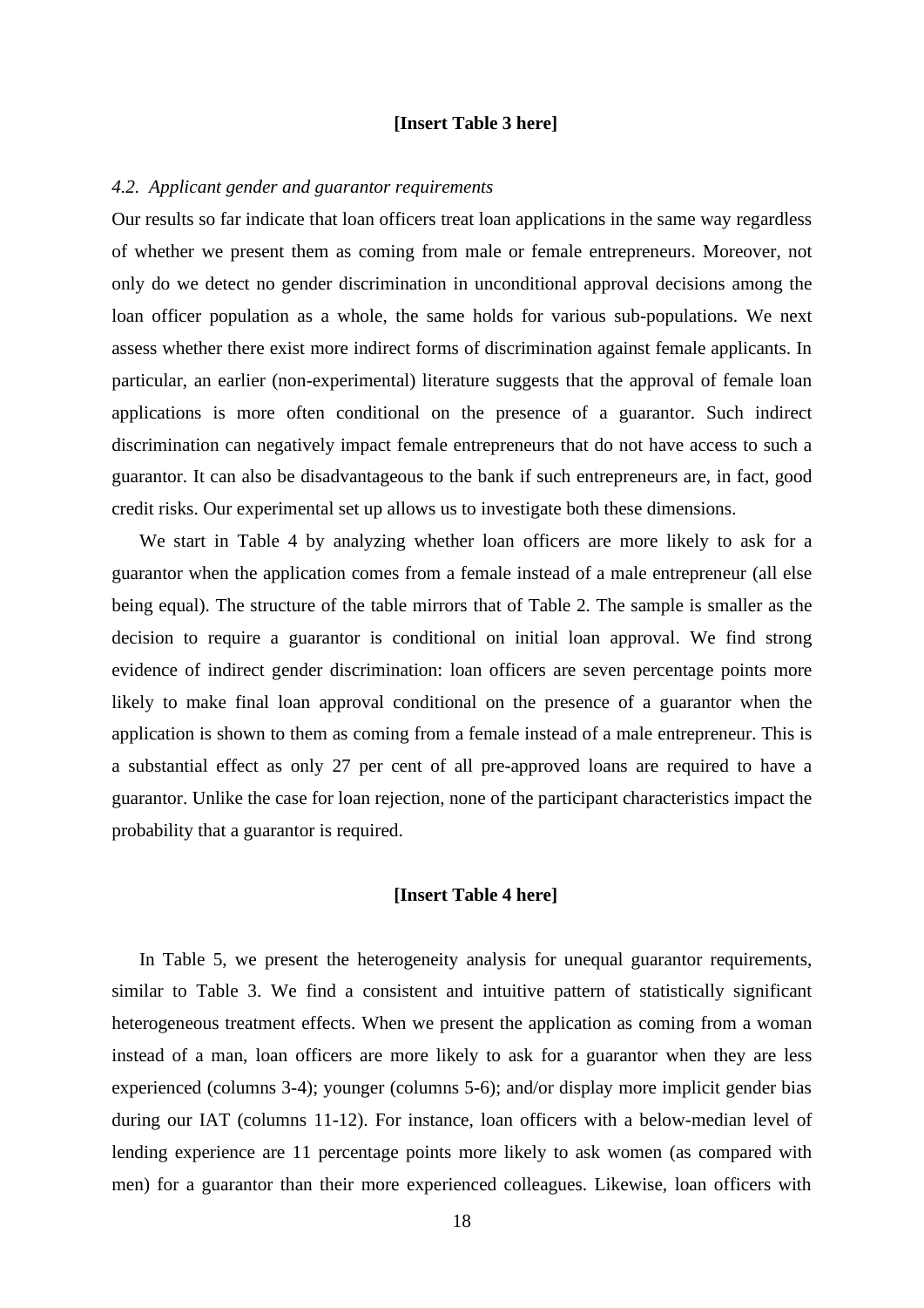**[Insert Table 3 here]**

*4.2. Applicant gender and guarantor requirements*

Our results so far indicate that loan officers treat loan applications in the same way regardless of whether we present them as coming from male or female entrepreneurs. Moreover, not only do we detect no gender discrimination in unconditional approval decisions among the loan officer population as a whole, the same holds for various sub-populations. We next assess whether there exist more indirect forms of discrimination against female applicants. In particular, an earlier (non-experimental) literature suggests that the approval of female loan applications is more often conditional on the presence of a guarantor. Such indirect discrimination can negatively impact female entrepreneurs that do not have access to such a guarantor. It can also be disadvantageous to the bank if such entrepreneurs are, in fact, good credit risks. Our experimental set up allows us to investigate both these dimensions.

We start in Table 4 by analyzing whether loan officers are more likely to ask for a guarantor when the application comes from a female instead of a male entrepreneur (all else being equal). The structure of the table mirrors that of Table 2. The sample is smaller as the decision to require a guarantor is conditional on initial loan approval. We find strong evidence of indirect gender discrimination: loan officers are seven percentage points more likely to make final loan approval conditional on the presence of a guarantor when the application is shown to them as coming from a female instead of a male entrepreneur. This is a substantial effect as only 27 per cent of all pre-approved loans are required to have a guarantor. Unlike the case for loan rejection, none of the participant characteristics impact the probability that a guarantor is required.

**[Insert Table 4 here]**

In Table 5, we present the heterogeneity analysis for unequal guarantor requirements, similar to Table 3. We find a consistent and intuitive pattern of statistically significant heterogeneous treatment effects. When we present the application as coming from a woman instead of a man, loan officers are more likely to ask for a guarantor when they are less experienced (columns 3-4); younger (columns 5-6); and/or display more implicit gender bias during our IAT (columns 11-12). For instance, loan officers with a below-median level of lending experience are 11 percentage points more likely to ask women (as compared with men) for a guarantor than their more experienced colleagues. Likewise, loan officers with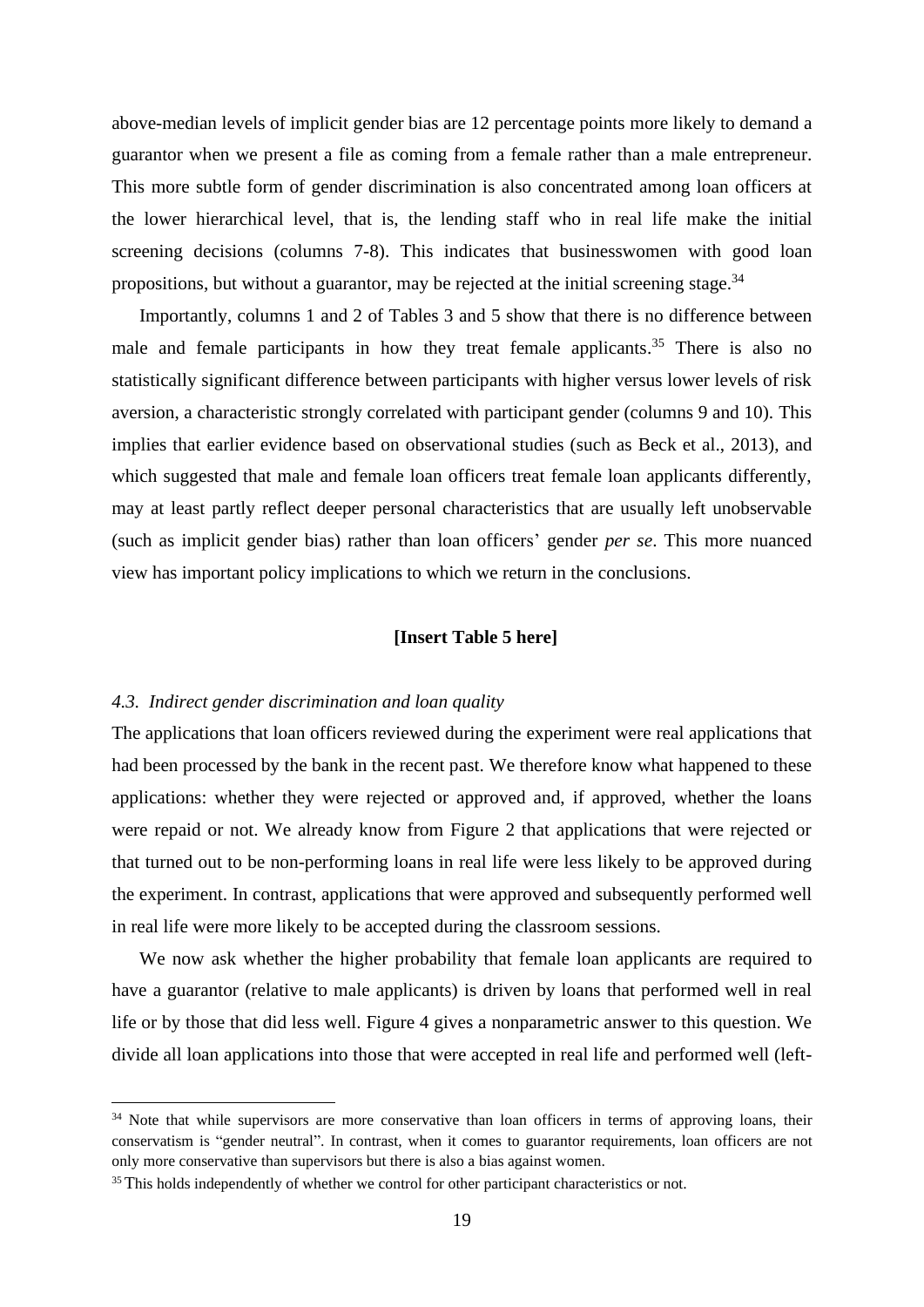above-median levels of implicit gender bias are 12 percentage points more likely to demand a guarantor when we present a file as coming from a female rather than a male entrepreneur. This more subtle form of gender discrimination is also concentrated among loan officers at the lower hierarchical level, that is, the lending staff who in real life make the initial screening decisions (columns 7-8). This indicates that businesswomen with good loan propositions, but without a guarantor, may be rejected at the initial screening stage.[34]

Importantly, columns 1 and 2 of Tables 3 and 5 show that there is no difference between male and female participants in how they treat female applicants.[35] There is also no statistically significant difference between participants with higher versus lower levels of risk aversion, a characteristic strongly correlated with participant gender (columns 9 and 10). This implies that earlier evidence based on observational studies (such as Beck et al., 2013), and which suggested that male and female loan officers treat female loan applicants differently, may at least partly reflect deeper personal characteristics that are usually left unobservable (such as implicit gender bias) rather than loan officers' gender *per se*. This more nuanced view has important policy implications to which we return in the conclusions.

**[Insert Table 5 here]**

### *4.3. Indirect gender discrimination and loan quality*

The applications that loan officers reviewed during the experiment were real applications that had been processed by the bank in the recent past. We therefore know what happened to these applications: whether they were rejected or approved and, if approved, whether the loans were repaid or not. We already know from Figure 2 that applications that were rejected or that turned out to be non-performing loans in real life were less likely to be approved during the experiment. In contrast, applications that were approved and subsequently performed well in real life were more likely to be accepted during the classroom sessions.

We now ask whether the higher probability that female loan applicants are required to have a guarantor (relative to male applicants) is driven by loans that performed well in real life or by those that did less well. Figure 4 gives a nonparametric answer to this question. We divide all loan applications into those that were accepted in real life and performed well (left-

---

[34] Note that while supervisors are more conservative than loan officers in terms of approving loans, their conservatism is "gender neutral". In contrast, when it comes to guarantor requirements, loan officers are not only more conservative than supervisors but there is also a bias against women.

[35] This holds independently of whether we control for other participant characteristics or not.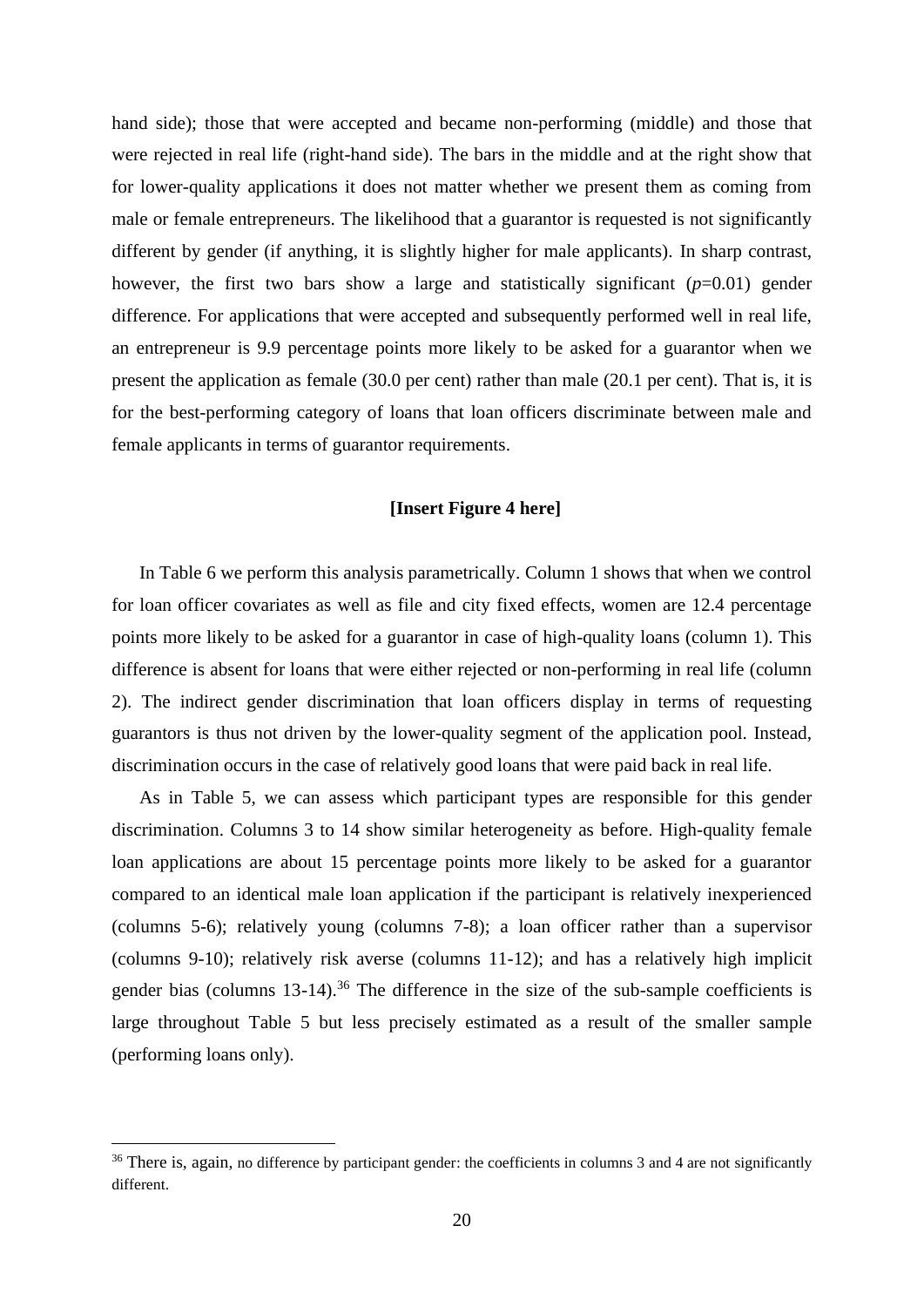hand side); those that were accepted and became non-performing (middle) and those that were rejected in real life (right-hand side). The bars in the middle and at the right show that for lower-quality applications it does not matter whether we present them as coming from male or female entrepreneurs. The likelihood that a guarantor is requested is not significantly different by gender (if anything, it is slightly higher for male applicants). In sharp contrast, however, the first two bars show a large and statistically significant (*p*=0.01) gender difference. For applications that were accepted and subsequently performed well in real life, an entrepreneur is 9.9 percentage points more likely to be asked for a guarantor when we present the application as female (30.0 per cent) rather than male (20.1 per cent). That is, it is for the best-performing category of loans that loan officers discriminate between male and female applicants in terms of guarantor requirements.

**[Insert Figure 4 here]**

In Table 6 we perform this analysis parametrically. Column 1 shows that when we control for loan officer covariates as well as file and city fixed effects, women are 12.4 percentage points more likely to be asked for a guarantor in case of high-quality loans (column 1). This difference is absent for loans that were either rejected or non-performing in real life (column 2). The indirect gender discrimination that loan officers display in terms of requesting guarantors is thus not driven by the lower-quality segment of the application pool. Instead, discrimination occurs in the case of relatively good loans that were paid back in real life.

As in Table 5, we can assess which participant types are responsible for this gender discrimination. Columns 3 to 14 show similar heterogeneity as before. High-quality female loan applications are about 15 percentage points more likely to be asked for a guarantor compared to an identical male loan application if the participant is relatively inexperienced (columns 5-6); relatively young (columns 7-8); a loan officer rather than a supervisor (columns 9-10); relatively risk averse (columns 11-12); and has a relatively high implicit gender bias (columns 13-14).[36] The difference in the size of the sub-sample coefficients is large throughout Table 5 but less precisely estimated as a result of the smaller sample (performing loans only).

[36] There is, again, no difference by participant gender: the coefficients in columns 3 and 4 are not significantly different.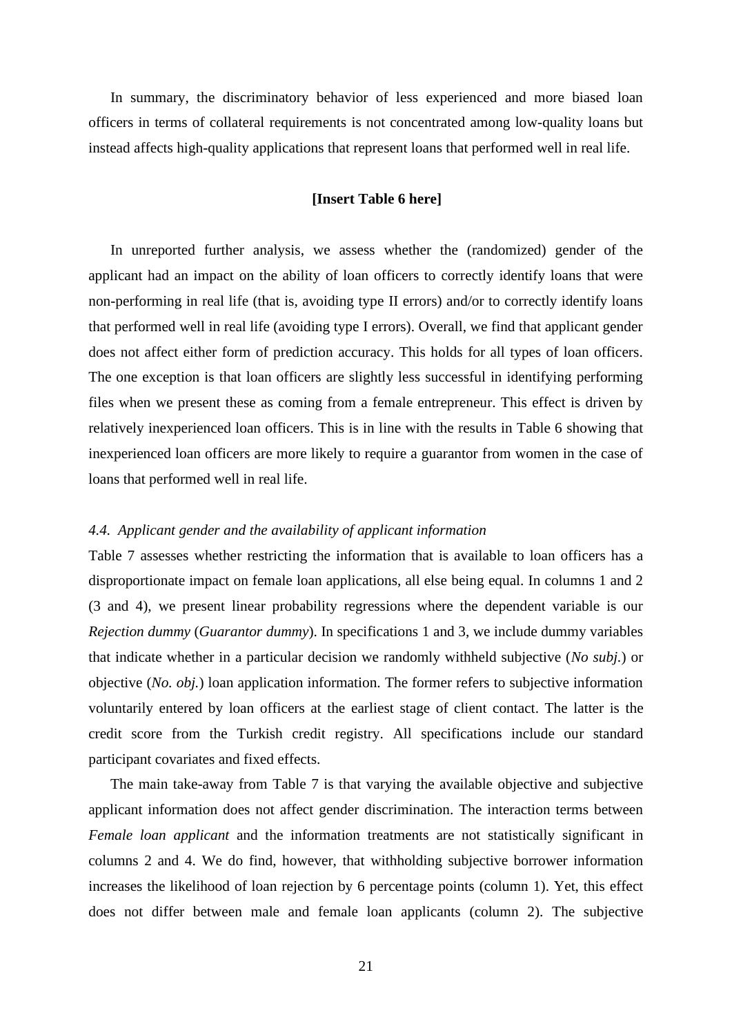In summary, the discriminatory behavior of less experienced and more biased loan officers in terms of collateral requirements is not concentrated among low-quality loans but instead affects high-quality applications that represent loans that performed well in real life.

**[Insert Table 6 here]**

In unreported further analysis, we assess whether the (randomized) gender of the applicant had an impact on the ability of loan officers to correctly identify loans that were non-performing in real life (that is, avoiding type II errors) and/or to correctly identify loans that performed well in real life (avoiding type I errors). Overall, we find that applicant gender does not affect either form of prediction accuracy. This holds for all types of loan officers. The one exception is that loan officers are slightly less successful in identifying performing files when we present these as coming from a female entrepreneur. This effect is driven by relatively inexperienced loan officers. This is in line with the results in Table 6 showing that inexperienced loan officers are more likely to require a guarantor from women in the case of loans that performed well in real life.

### *4.4. Applicant gender and the availability of applicant information*

Table 7 assesses whether restricting the information that is available to loan officers has a disproportionate impact on female loan applications, all else being equal. In columns 1 and 2 (3 and 4), we present linear probability regressions where the dependent variable is our *Rejection dummy* (*Guarantor dummy*). In specifications 1 and 3, we include dummy variables that indicate whether in a particular decision we randomly withheld subjective (*No subj.*) or objective (*No. obj.*) loan application information. The former refers to subjective information voluntarily entered by loan officers at the earliest stage of client contact. The latter is the credit score from the Turkish credit registry. All specifications include our standard participant covariates and fixed effects.

The main take-away from Table 7 is that varying the available objective and subjective applicant information does not affect gender discrimination. The interaction terms between *Female loan applicant* and the information treatments are not statistically significant in columns 2 and 4. We do find, however, that withholding subjective borrower information increases the likelihood of loan rejection by 6 percentage points (column 1). Yet, this effect does not differ between male and female loan applicants (column 2). The subjective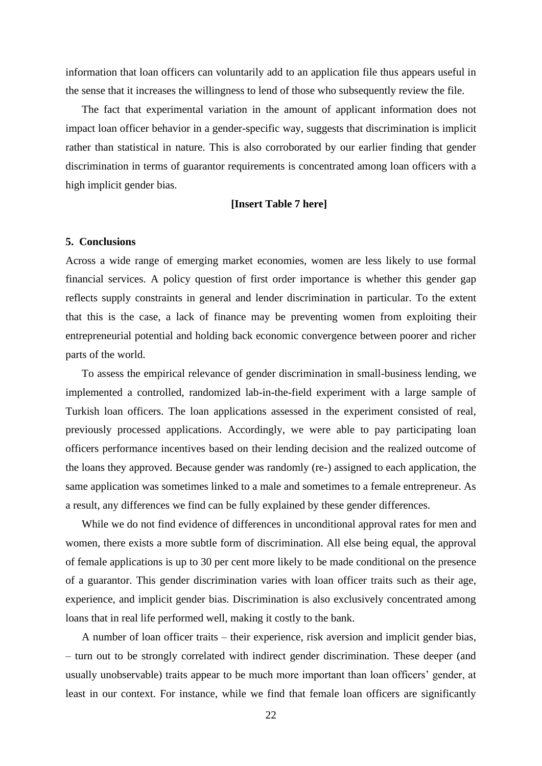information that loan officers can voluntarily add to an application file thus appears useful in the sense that it increases the willingness to lend of those who subsequently review the file.

The fact that experimental variation in the amount of applicant information does not impact loan officer behavior in a gender-specific way, suggests that discrimination is implicit rather than statistical in nature. This is also corroborated by our earlier finding that gender discrimination in terms of guarantor requirements is concentrated among loan officers with a high implicit gender bias.

**[Insert Table 7 here]**

## 5. Conclusions

Across a wide range of emerging market economies, women are less likely to use formal financial services. A policy question of first order importance is whether this gender gap reflects supply constraints in general and lender discrimination in particular. To the extent that this is the case, a lack of finance may be preventing women from exploiting their entrepreneurial potential and holding back economic convergence between poorer and richer parts of the world.

To assess the empirical relevance of gender discrimination in small-business lending, we implemented a controlled, randomized lab-in-the-field experiment with a large sample of Turkish loan officers. The loan applications assessed in the experiment consisted of real, previously processed applications. Accordingly, we were able to pay participating loan officers performance incentives based on their lending decision and the realized outcome of the loans they approved. Because gender was randomly (re-) assigned to each application, the same application was sometimes linked to a male and sometimes to a female entrepreneur. As a result, any differences we find can be fully explained by these gender differences.

While we do not find evidence of differences in unconditional approval rates for men and women, there exists a more subtle form of discrimination. All else being equal, the approval of female applications is up to 30 per cent more likely to be made conditional on the presence of a guarantor. This gender discrimination varies with loan officer traits such as their age, experience, and implicit gender bias. Discrimination is also exclusively concentrated among loans that in real life performed well, making it costly to the bank.

A number of loan officer traits – their experience, risk aversion and implicit gender bias, – turn out to be strongly correlated with indirect gender discrimination. These deeper (and usually unobservable) traits appear to be much more important than loan officers' gender, at least in our context. For instance, while we find that female loan officers are significantly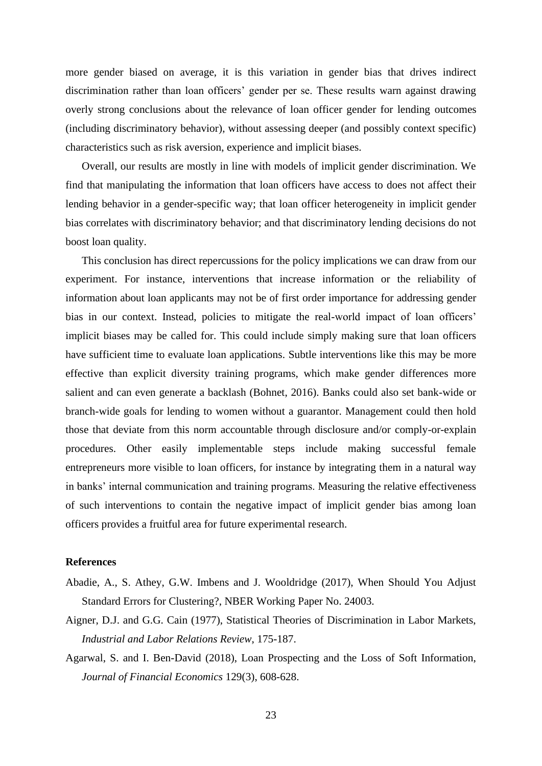more gender biased on average, it is this variation in gender bias that drives indirect discrimination rather than loan officers' gender per se. These results warn against drawing overly strong conclusions about the relevance of loan officer gender for lending outcomes (including discriminatory behavior), without assessing deeper (and possibly context specific) characteristics such as risk aversion, experience and implicit biases.

Overall, our results are mostly in line with models of implicit gender discrimination. We find that manipulating the information that loan officers have access to does not affect their lending behavior in a gender-specific way; that loan officer heterogeneity in implicit gender bias correlates with discriminatory behavior; and that discriminatory lending decisions do not boost loan quality.

This conclusion has direct repercussions for the policy implications we can draw from our experiment. For instance, interventions that increase information or the reliability of information about loan applicants may not be of first order importance for addressing gender bias in our context. Instead, policies to mitigate the real-world impact of loan officers' implicit biases may be called for. This could include simply making sure that loan officers have sufficient time to evaluate loan applications. Subtle interventions like this may be more effective than explicit diversity training programs, which make gender differences more salient and can even generate a backlash (Bohnet, 2016). Banks could also set bank-wide or branch-wide goals for lending to women without a guarantor. Management could then hold those that deviate from this norm accountable through disclosure and/or comply-or-explain procedures. Other easily implementable steps include making successful female entrepreneurs more visible to loan officers, for instance by integrating them in a natural way in banks' internal communication and training programs. Measuring the relative effectiveness of such interventions to contain the negative impact of implicit gender bias among loan officers provides a fruitful area for future experimental research.

## References

Abadie, A., S. Athey, G.W. Imbens and J. Wooldridge (2017), When Should You Adjust Standard Errors for Clustering?, NBER Working Paper No. 24003.

Aigner, D.J. and G.G. Cain (1977), Statistical Theories of Discrimination in Labor Markets, *Industrial and Labor Relations Review*, 175-187.

Agarwal, S. and I. Ben-David (2018), Loan Prospecting and the Loss of Soft Information, *Journal of Financial Economics* 129(3), 608-628.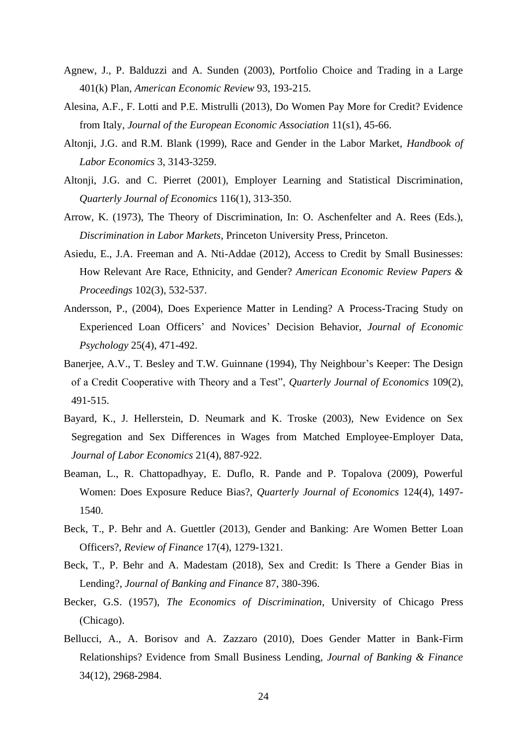Agnew, J., P. Balduzzi and A. Sunden (2003), Portfolio Choice and Trading in a Large 401(k) Plan, *American Economic Review* 93, 193-215.

Alesina, A.F., F. Lotti and P.E. Mistrulli (2013), Do Women Pay More for Credit? Evidence from Italy, *Journal of the European Economic Association* 11(s1), 45-66.

Altonji, J.G. and R.M. Blank (1999), Race and Gender in the Labor Market, *Handbook of Labor Economics* 3, 3143-3259.

Altonji, J.G. and C. Pierret (2001), Employer Learning and Statistical Discrimination, *Quarterly Journal of Economics* 116(1), 313-350.

Arrow, K. (1973), The Theory of Discrimination, In: O. Aschenfelter and A. Rees (Eds.), *Discrimination in Labor Markets*, Princeton University Press, Princeton.

Asiedu, E., J.A. Freeman and A. Nti-Addae (2012), Access to Credit by Small Businesses: How Relevant Are Race, Ethnicity, and Gender? *American Economic Review Papers & Proceedings* 102(3), 532-537.

Andersson, P., (2004), Does Experience Matter in Lending? A Process-Tracing Study on Experienced Loan Officers' and Novices' Decision Behavior, *Journal of Economic Psychology* 25(4), 471-492.

Banerjee, A.V., T. Besley and T.W. Guinnane (1994), Thy Neighbour's Keeper: The Design of a Credit Cooperative with Theory and a Test", *Quarterly Journal of Economics* 109(2), 491-515.

Bayard, K., J. Hellerstein, D. Neumark and K. Troske (2003), New Evidence on Sex Segregation and Sex Differences in Wages from Matched Employee-Employer Data, *Journal of Labor Economics* 21(4), 887-922.

Beaman, L., R. Chattopadhyay, E. Duflo, R. Pande and P. Topalova (2009), Powerful Women: Does Exposure Reduce Bias?, *Quarterly Journal of Economics* 124(4), 1497-1540.

Beck, T., P. Behr and A. Guettler (2013), Gender and Banking: Are Women Better Loan Officers?, *Review of Finance* 17(4), 1279-1321.

Beck, T., P. Behr and A. Madestam (2018), Sex and Credit: Is There a Gender Bias in Lending?, *Journal of Banking and Finance* 87, 380-396.

Becker, G.S. (1957), *The Economics of Discrimination*, University of Chicago Press (Chicago).

Bellucci, A., A. Borisov and A. Zazzaro (2010), Does Gender Matter in Bank-Firm Relationships? Evidence from Small Business Lending, *Journal of Banking & Finance* 34(12), 2968-2984.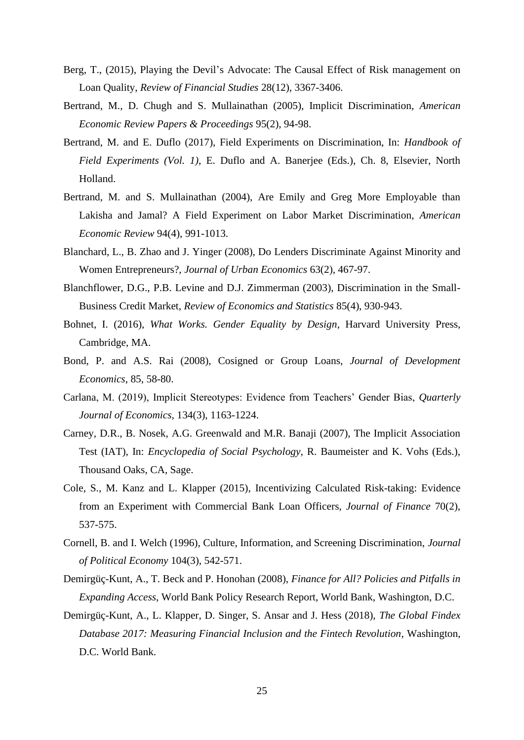Berg, T., (2015), Playing the Devil's Advocate: The Causal Effect of Risk management on Loan Quality, *Review of Financial Studies* 28(12), 3367-3406.

Bertrand, M., D. Chugh and S. Mullainathan (2005), Implicit Discrimination, *American Economic Review Papers & Proceedings* 95(2), 94-98.

Bertrand, M. and E. Duflo (2017), Field Experiments on Discrimination, In: *Handbook of Field Experiments (Vol. 1)*, E. Duflo and A. Banerjee (Eds.), Ch. 8, Elsevier, North Holland.

Bertrand, M. and S. Mullainathan (2004), Are Emily and Greg More Employable than Lakisha and Jamal? A Field Experiment on Labor Market Discrimination, *American Economic Review* 94(4), 991-1013.

Blanchard, L., B. Zhao and J. Yinger (2008), Do Lenders Discriminate Against Minority and Women Entrepreneurs?, *Journal of Urban Economics* 63(2), 467-97.

Blanchflower, D.G., P.B. Levine and D.J. Zimmerman (2003), Discrimination in the Small-Business Credit Market, *Review of Economics and Statistics* 85(4), 930-943.

Bohnet, I. (2016), *What Works. Gender Equality by Design*, Harvard University Press, Cambridge, MA.

Bond, P. and A.S. Rai (2008), Cosigned or Group Loans, *Journal of Development Economics*, 85, 58-80.

Carlana, M. (2019), Implicit Stereotypes: Evidence from Teachers' Gender Bias, *Quarterly Journal of Economics*, 134(3), 1163-1224.

Carney, D.R., B. Nosek, A.G. Greenwald and M.R. Banaji (2007), The Implicit Association Test (IAT), In: *Encyclopedia of Social Psychology*, R. Baumeister and K. Vohs (Eds.), Thousand Oaks, CA, Sage.

Cole, S., M. Kanz and L. Klapper (2015), Incentivizing Calculated Risk-taking: Evidence from an Experiment with Commercial Bank Loan Officers, *Journal of Finance* 70(2), 537-575.

Cornell, B. and I. Welch (1996), Culture, Information, and Screening Discrimination, *Journal of Political Economy* 104(3), 542-571.

Demirgüç-Kunt, A., T. Beck and P. Honohan (2008), *Finance for All? Policies and Pitfalls in Expanding Access*, World Bank Policy Research Report, World Bank, Washington, D.C.

Demirgüç-Kunt, A., L. Klapper, D. Singer, S. Ansar and J. Hess (2018), *The Global Findex Database 2017: Measuring Financial Inclusion and the Fintech Revolution*, Washington, D.C. World Bank.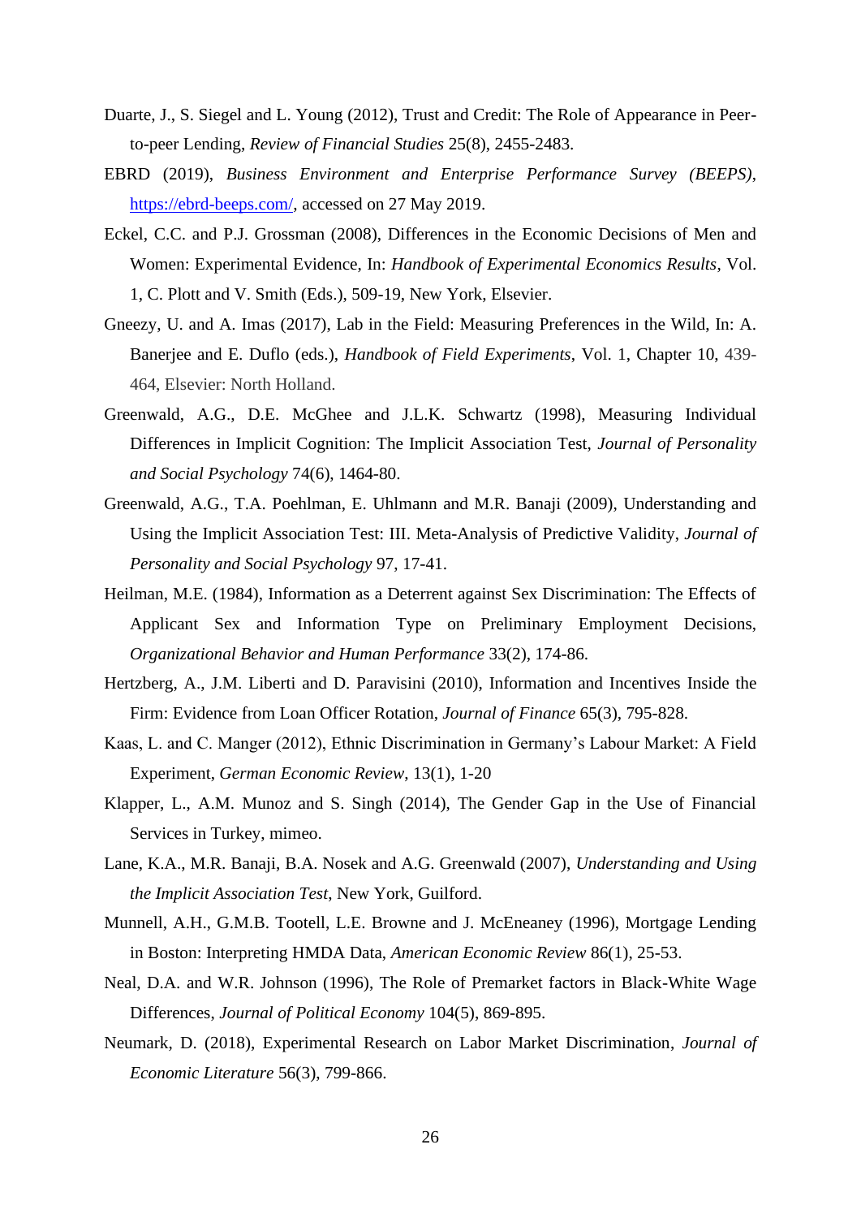Duarte, J., S. Siegel and L. Young (2012), Trust and Credit: The Role of Appearance in Peer-to-peer Lending, *Review of Financial Studies* 25(8), 2455-2483.

EBRD (2019), *Business Environment and Enterprise Performance Survey (BEEPS)*, https://ebrd-beeps.com/, accessed on 27 May 2019.

Eckel, C.C. and P.J. Grossman (2008), Differences in the Economic Decisions of Men and Women: Experimental Evidence, In: *Handbook of Experimental Economics Results*, Vol. 1, C. Plott and V. Smith (Eds.), 509-19, New York, Elsevier.

Gneezy, U. and A. Imas (2017), Lab in the Field: Measuring Preferences in the Wild, In: A. Banerjee and E. Duflo (eds.), *Handbook of Field Experiments*, Vol. 1, Chapter 10, 439-464, Elsevier: North Holland.

Greenwald, A.G., D.E. McGhee and J.L.K. Schwartz (1998), Measuring Individual Differences in Implicit Cognition: The Implicit Association Test, *Journal of Personality and Social Psychology* 74(6), 1464-80.

Greenwald, A.G., T.A. Poehlman, E. Uhlmann and M.R. Banaji (2009), Understanding and Using the Implicit Association Test: III. Meta-Analysis of Predictive Validity, *Journal of Personality and Social Psychology* 97, 17-41.

Heilman, M.E. (1984), Information as a Deterrent against Sex Discrimination: The Effects of Applicant Sex and Information Type on Preliminary Employment Decisions, *Organizational Behavior and Human Performance* 33(2), 174-86.

Hertzberg, A., J.M. Liberti and D. Paravisini (2010), Information and Incentives Inside the Firm: Evidence from Loan Officer Rotation, *Journal of Finance* 65(3), 795-828.

Kaas, L. and C. Manger (2012), Ethnic Discrimination in Germany's Labour Market: A Field Experiment, *German Economic Review*, 13(1), 1-20

Klapper, L., A.M. Munoz and S. Singh (2014), The Gender Gap in the Use of Financial Services in Turkey, mimeo.

Lane, K.A., M.R. Banaji, B.A. Nosek and A.G. Greenwald (2007), *Understanding and Using the Implicit Association Test*, New York, Guilford.

Munnell, A.H., G.M.B. Tootell, L.E. Browne and J. McEneaney (1996), Mortgage Lending in Boston: Interpreting HMDA Data, *American Economic Review* 86(1), 25-53.

Neal, D.A. and W.R. Johnson (1996), The Role of Premarket factors in Black-White Wage Differences, *Journal of Political Economy* 104(5), 869-895.

Neumark, D. (2018), Experimental Research on Labor Market Discrimination, *Journal of Economic Literature* 56(3), 799-866.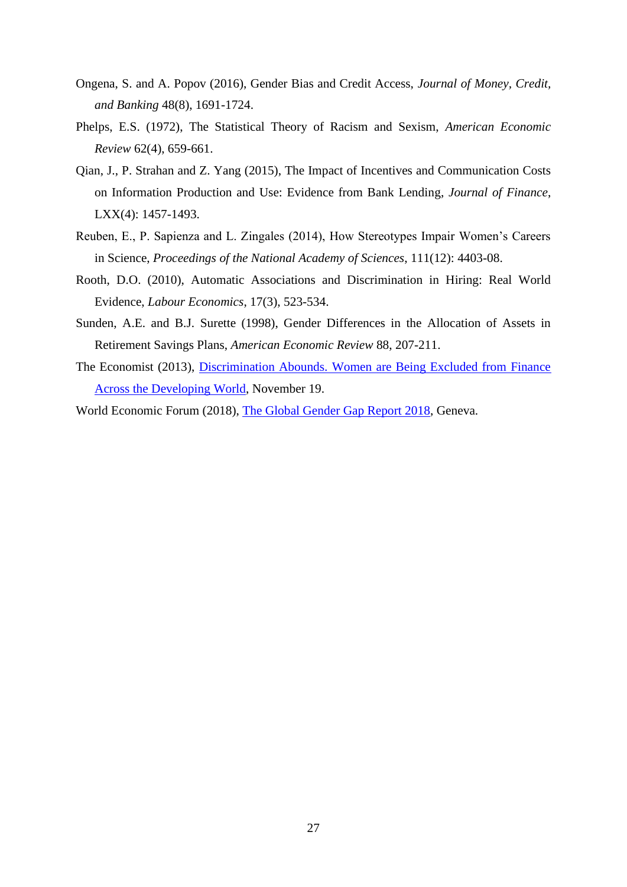Ongena, S. and A. Popov (2016), Gender Bias and Credit Access, *Journal of Money, Credit, and Banking* 48(8), 1691-1724.

Phelps, E.S. (1972), The Statistical Theory of Racism and Sexism, *American Economic Review* 62(4), 659-661.

Qian, J., P. Strahan and Z. Yang (2015), The Impact of Incentives and Communication Costs on Information Production and Use: Evidence from Bank Lending, *Journal of Finance*, LXX(4): 1457-1493.

Reuben, E., P. Sapienza and L. Zingales (2014), How Stereotypes Impair Women's Careers in Science, *Proceedings of the National Academy of Sciences*, 111(12): 4403-08.

Rooth, D.O. (2010), Automatic Associations and Discrimination in Hiring: Real World Evidence, *Labour Economics*, 17(3), 523-534.

Sunden, A.E. and B.J. Surette (1998), Gender Differences in the Allocation of Assets in Retirement Savings Plans, *American Economic Review* 88, 207-211.

The Economist (2013), Discrimination Abounds. Women are Being Excluded from Finance Across the Developing World, November 19.

World Economic Forum (2018), The Global Gender Gap Report 2018, Geneva.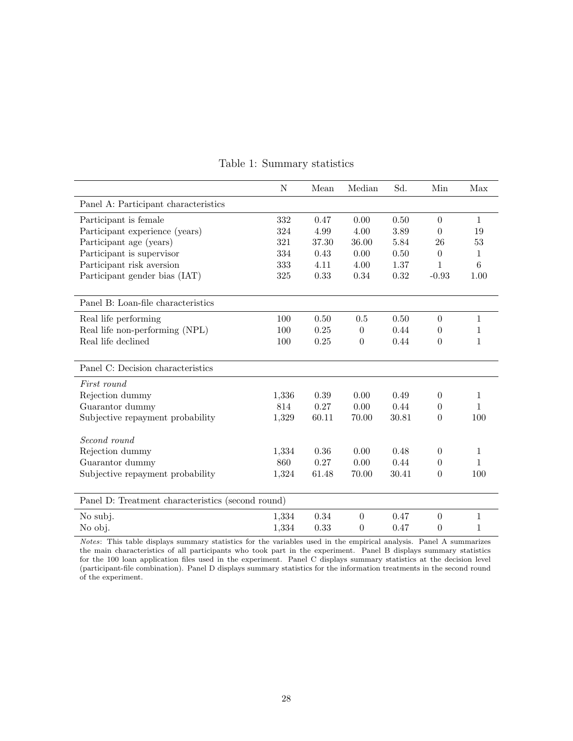Table 1: Summary statistics

| | N | Mean | Median | Sd. | Min | Max |
|---|---|---|---|---|---|---|
| Panel A: Participant characteristics | | | | | | |
| Participant is female | 332 | 0.47 | 0.00 | 0.50 | 0 | 1 |
| Participant experience (years) | 324 | 4.99 | 4.00 | 3.89 | 0 | 19 |
| Participant age (years) | 321 | 37.30 | 36.00 | 5.84 | 26 | 53 |
| Participant is supervisor | 334 | 0.43 | 0.00 | 0.50 | 0 | 1 |
| Participant risk aversion | 333 | 4.11 | 4.00 | 1.37 | 1 | 6 |
| Participant gender bias (IAT) | 325 | 0.33 | 0.34 | 0.32 | -0.93 | 1.00 |
| Panel B: Loan-file characteristics | | | | | | |
| Real life performing | 100 | 0.50 | 0.5 | 0.50 | 0 | 1 |
| Real life non-performing (NPL) | 100 | 0.25 | 0 | 0.44 | 0 | 1 |
| Real life declined | 100 | 0.25 | 0 | 0.44 | 0 | 1 |
| Panel C: Decision characteristics | | | | | | |
| *First round* | | | | | | |
| Rejection dummy | 1,336 | 0.39 | 0.00 | 0.49 | 0 | 1 |
| Guarantor dummy | 814 | 0.27 | 0.00 | 0.44 | 0 | 1 |
| Subjective repayment probability | 1,329 | 60.11 | 70.00 | 30.81 | 0 | 100 |
| *Second round* | | | | | | |
| Rejection dummy | 1,334 | 0.36 | 0.00 | 0.48 | 0 | 1 |
| Guarantor dummy | 860 | 0.27 | 0.00 | 0.44 | 0 | 1 |
| Subjective repayment probability | 1,324 | 61.48 | 70.00 | 30.41 | 0 | 100 |
| Panel D: Treatment characteristics (second round) | | | | | | |
| No subj. | 1,334 | 0.34 | 0 | 0.47 | 0 | 1 |
| No obj. | 1,334 | 0.33 | 0 | 0.47 | 0 | 1 |

*Notes*: This table displays summary statistics for the variables used in the empirical analysis. Panel A summarizes the main characteristics of all participants who took part in the experiment. Panel B displays summary statistics for the 100 loan application files used in the experiment. Panel C displays summary statistics at the decision level (participant-file combination). Panel D displays summary statistics for the information treatments in the second round of the experiment.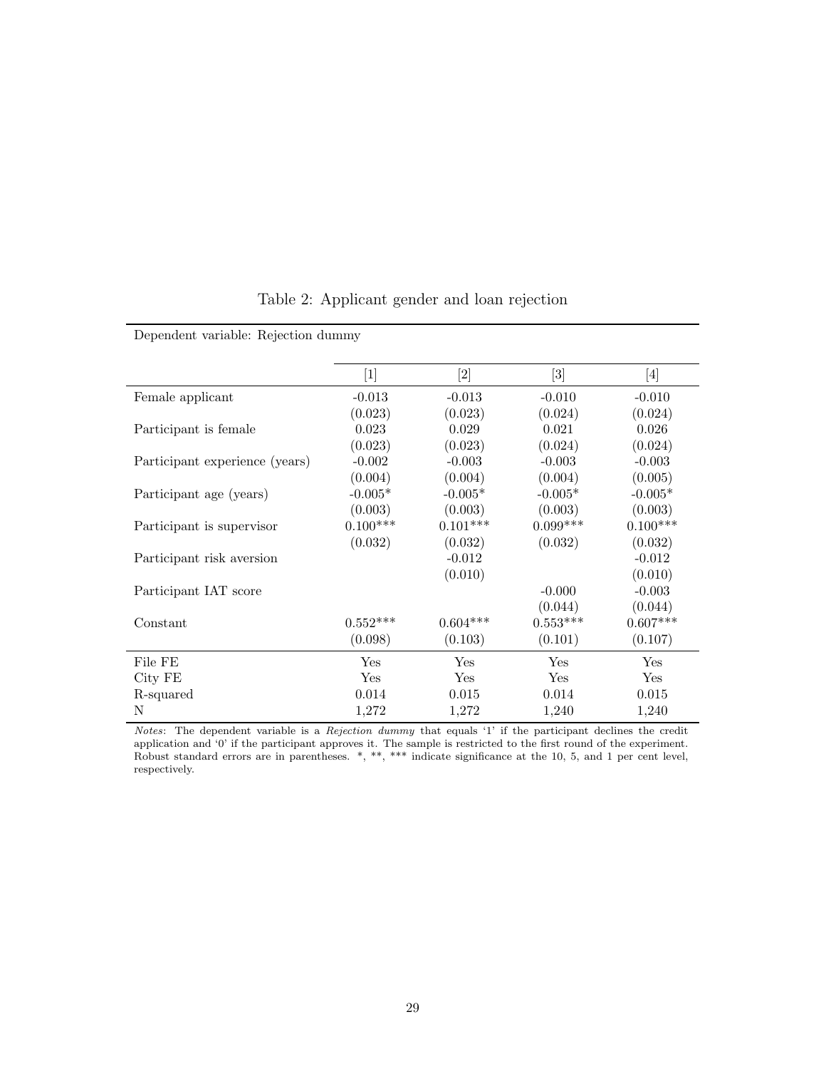Table 2: Applicant gender and loan rejection

| Dependent variable: Rejection dummy | | | | |
|---|---|---|---|---|
| | [1] | [2] | [3] | [4] |
| Female applicant | -0.013 | -0.013 | -0.010 | -0.010 |
| | (0.023) | (0.023) | (0.024) | (0.024) |
| Participant is female | 0.023 | 0.029 | 0.021 | 0.026 |
| | (0.023) | (0.023) | (0.024) | (0.024) |
| Participant experience (years) | -0.002 | -0.003 | -0.003 | -0.003 |
| | (0.004) | (0.004) | (0.004) | (0.005) |
| Participant age (years) | -0.005* | -0.005* | -0.005* | -0.005* |
| | (0.003) | (0.003) | (0.003) | (0.003) |
| Participant is supervisor | 0.100*** | 0.101*** | 0.099*** | 0.100*** |
| | (0.032) | (0.032) | (0.032) | (0.032) |
| Participant risk aversion | | -0.012 | | -0.012 |
| | | (0.010) | | (0.010) |
| Participant IAT score | | | -0.000 | -0.003 |
| | | | (0.044) | (0.044) |
| Constant | 0.552*** | 0.604*** | 0.553*** | 0.607*** |
| | (0.098) | (0.103) | (0.101) | (0.107) |
| File FE | Yes | Yes | Yes | Yes |
| City FE | Yes | Yes | Yes | Yes |
| R-squared | 0.014 | 0.015 | 0.014 | 0.015 |
| N | 1,272 | 1,272 | 1,240 | 1,240 |

*Notes*: The dependent variable is a *Rejection dummy* that equals '1' if the participant declines the credit application and '0' if the participant approves it. The sample is restricted to the first round of the experiment. Robust standard errors are in parentheses. *, **, *** indicate significance at the 10, 5, and 1 per cent level, respectively.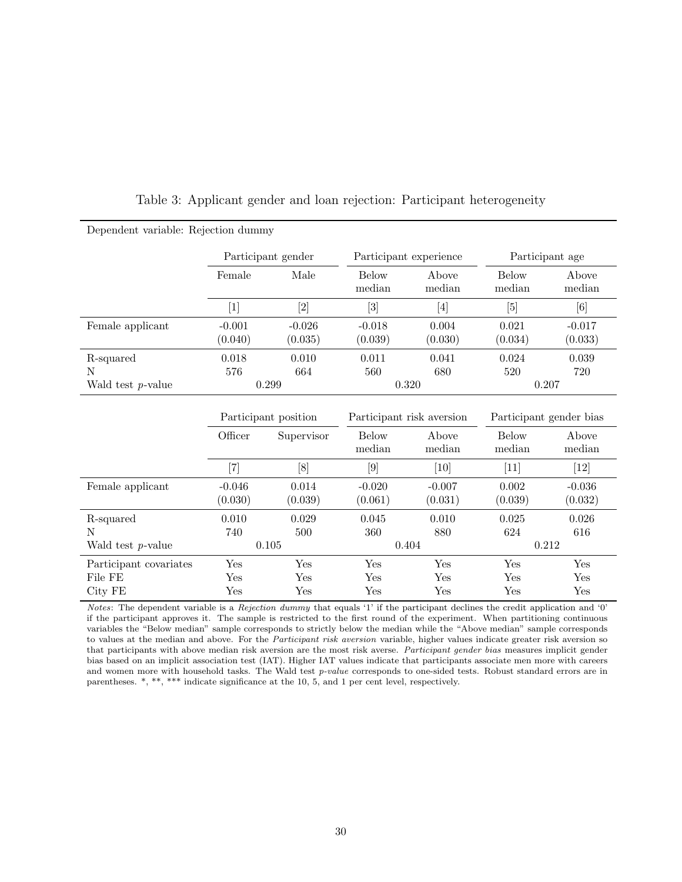Table 3: Applicant gender and loan rejection: Participant heterogeneity

Dependent variable: Rejection dummy

| | Participant gender | | Participant experience | | Participant age | |
|---|---|---|---|---|---|---|
| | Female | Male | Below median | Above median | Below median | Above median |
| | [1] | [2] | [3] | [4] | [5] | [6] |
| Female applicant | -0.001 | -0.026 | -0.018 | 0.004 | 0.021 | -0.017 |
| | (0.040) | (0.035) | (0.039) | (0.030) | (0.034) | (0.033) |
| R-squared | 0.018 | 0.010 | 0.011 | 0.041 | 0.024 | 0.039 |
| N | 576 | 664 | 560 | 680 | 520 | 720 |
| Wald test $p$-value | 0.299 | | 0.320 | | 0.207 | |

| | Participant position | | Participant risk aversion | | Participant gender bias | |
|---|---|---|---|---|---|---|
| | Officer | Supervisor | Below median | Above median | Below median | Above median |
| | [7] | [8] | [9] | [10] | [11] | [12] |
| Female applicant | -0.046 | 0.014 | -0.020 | -0.007 | 0.002 | -0.036 |
| | (0.030) | (0.039) | (0.061) | (0.031) | (0.039) | (0.032) |
| R-squared | 0.010 | 0.029 | 0.045 | 0.010 | 0.025 | 0.026 |
| N | 740 | 500 | 360 | 880 | 624 | 616 |
| Wald test $p$-value | 0.105 | | 0.404 | | 0.212 | |
| Participant covariates | Yes | Yes | Yes | Yes | Yes | Yes |
| File FE | Yes | Yes | Yes | Yes | Yes | Yes |
| City FE | Yes | Yes | Yes | Yes | Yes | Yes |

*Notes*: The dependent variable is a *Rejection dummy* that equals '1' if the participant declines the credit application and '0' if the participant approves it. The sample is restricted to the first round of the experiment. When partitioning continuous variables the "Below median" sample corresponds to strictly below the median while the "Above median" sample corresponds to values at the median and above. For the *Participant risk aversion* variable, higher values indicate greater risk aversion so that participants with above median risk aversion are the most risk averse. *Participant gender bias* measures implicit gender bias based on an implicit association test (IAT). Higher IAT values indicate that participants associate men more with careers and women more with household tasks. The Wald test *p-value* corresponds to one-sided tests. Robust standard errors are in parentheses. *, **, *** indicate significance at the 10, 5, and 1 per cent level, respectively.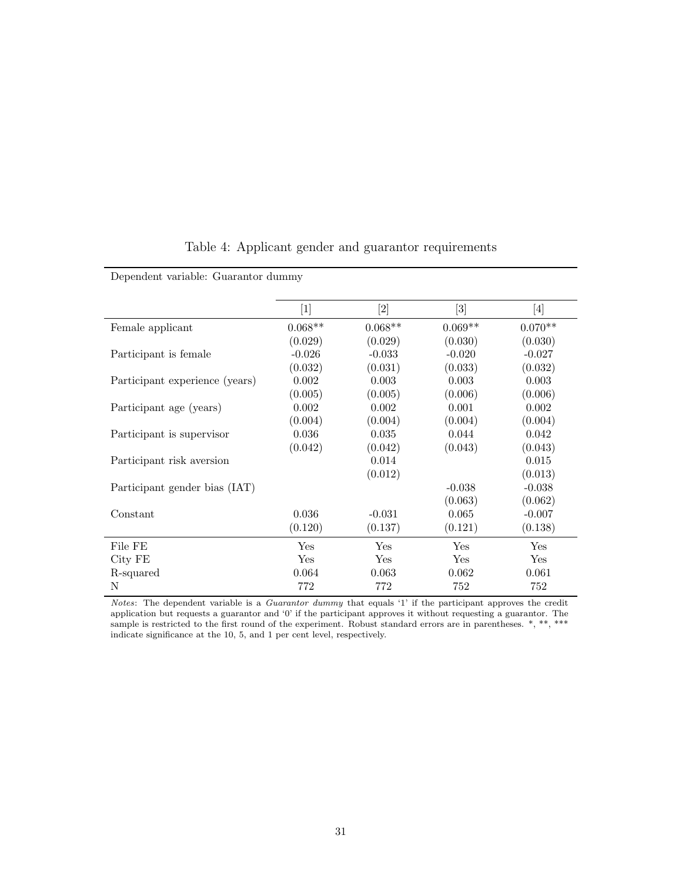Table 4: Applicant gender and guarantor requirements

Dependent variable: Guarantor dummy

| | [1] | [2] | [3] | [4] |
|---|---|---|---|---|
| Female applicant | 0.068** | 0.068** | 0.069** | 0.070** |
| | (0.029) | (0.029) | (0.030) | (0.030) |
| Participant is female | -0.026 | -0.033 | -0.020 | -0.027 |
| | (0.032) | (0.031) | (0.033) | (0.032) |
| Participant experience (years) | 0.002 | 0.003 | 0.003 | 0.003 |
| | (0.005) | (0.005) | (0.006) | (0.006) |
| Participant age (years) | 0.002 | 0.002 | 0.001 | 0.002 |
| | (0.004) | (0.004) | (0.004) | (0.004) |
| Participant is supervisor | 0.036 | 0.035 | 0.044 | 0.042 |
| | (0.042) | (0.042) | (0.043) | (0.043) |
| Participant risk aversion | | 0.014 | | 0.015 |
| | | (0.012) | | (0.013) |
| Participant gender bias (IAT) | | | -0.038 | -0.038 |
| | | | (0.063) | (0.062) |
| Constant | 0.036 | -0.031 | 0.065 | -0.007 |
| | (0.120) | (0.137) | (0.121) | (0.138) |
| File FE | Yes | Yes | Yes | Yes |
| City FE | Yes | Yes | Yes | Yes |
| R-squared | 0.064 | 0.063 | 0.062 | 0.061 |
| N | 772 | 772 | 752 | 752 |

*Notes*: The dependent variable is a *Guarantor dummy* that equals '1' if the participant approves the credit application but requests a guarantor and '0' if the participant approves it without requesting a guarantor. The sample is restricted to the first round of the experiment. Robust standard errors are in parentheses. *, **, *** indicate significance at the 10, 5, and 1 per cent level, respectively.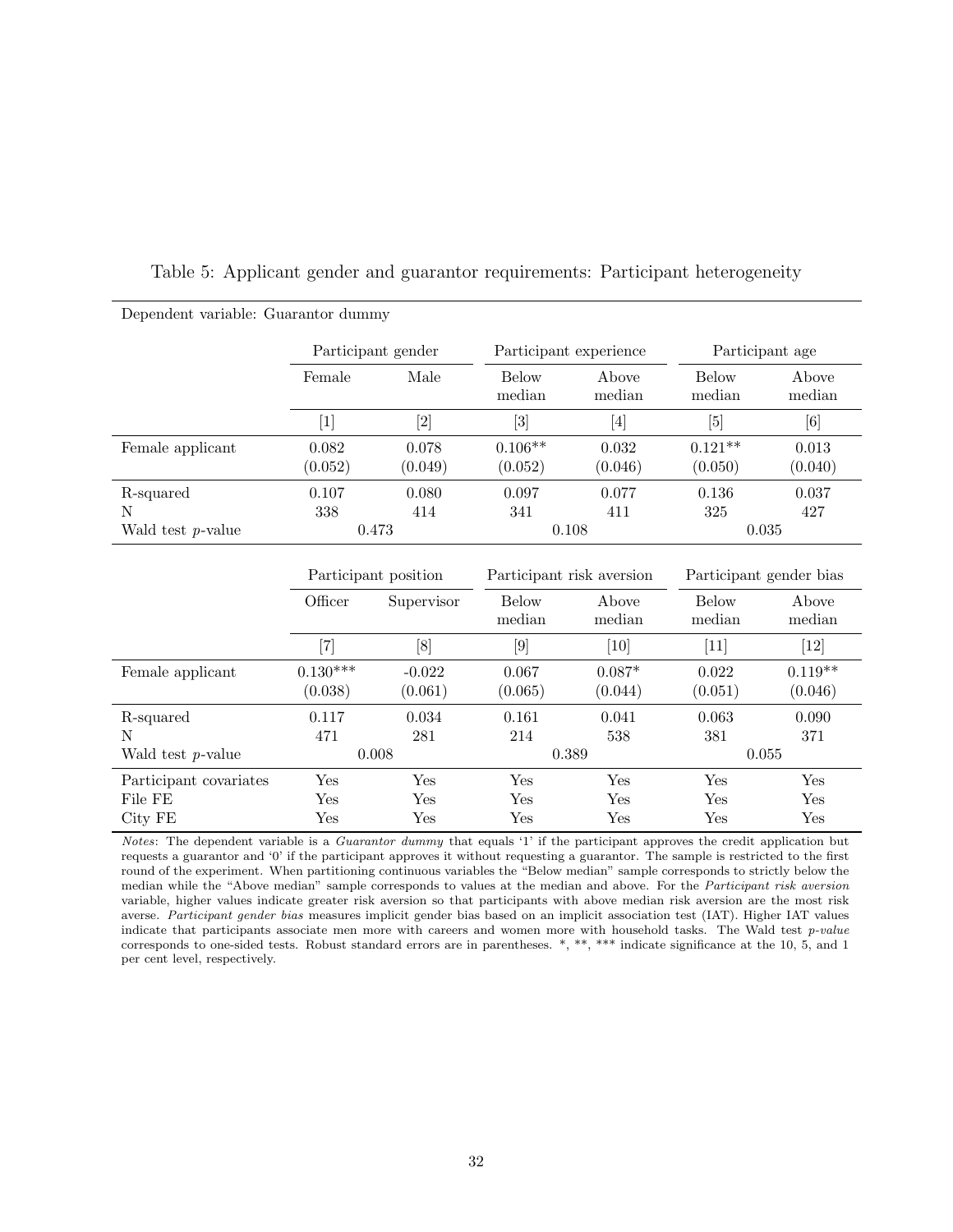Table 5: Applicant gender and guarantor requirements: Participant heterogeneity

Dependent variable: Guarantor dummy

| | Participant gender | | Participant experience | | Participant age | |
|---|---|---|---|---|---|---|
| | Female | Male | Below median | Above median | Below median | Above median |
| | [1] | [2] | [3] | [4] | [5] | [6] |
| Female applicant | 0.082 | 0.078 | 0.106** | 0.032 | 0.121** | 0.013 |
| | (0.052) | (0.049) | (0.052) | (0.046) | (0.050) | (0.040) |
| R-squared | 0.107 | 0.080 | 0.097 | 0.077 | 0.136 | 0.037 |
| N | 338 | 414 | 341 | 411 | 325 | 427 |
| Wald test *p*-value | 0.473 | | 0.108 | | 0.035 | |

| | Participant position | | Participant risk aversion | | Participant gender bias | |
|---|---|---|---|---|---|---|
| | Officer | Supervisor | Below median | Above median | Below median | Above median |
| | [7] | [8] | [9] | [10] | [11] | [12] |
| Female applicant | 0.130*** | -0.022 | 0.067 | 0.087* | 0.022 | 0.119** |
| | (0.038) | (0.061) | (0.065) | (0.044) | (0.051) | (0.046) |
| R-squared | 0.117 | 0.034 | 0.161 | 0.041 | 0.063 | 0.090 |
| N | 471 | 281 | 214 | 538 | 381 | 371 |
| Wald test *p*-value | 0.008 | | 0.389 | | 0.055 | |
| Participant covariates | Yes | Yes | Yes | Yes | Yes | Yes |
| File FE | Yes | Yes | Yes | Yes | Yes | Yes |
| City FE | Yes | Yes | Yes | Yes | Yes | Yes |

*Notes*: The dependent variable is a *Guarantor dummy* that equals '1' if the participant approves the credit application but requests a guarantor and '0' if the participant approves it without requesting a guarantor. The sample is restricted to the first round of the experiment. When partitioning continuous variables the "Below median" sample corresponds to strictly below the median while the "Above median" sample corresponds to values at the median and above. For the *Participant risk aversion* variable, higher values indicate greater risk aversion so that participants with above median risk aversion are the most risk averse. *Participant gender bias* measures implicit gender bias based on an implicit association test (IAT). Higher IAT values indicate that participants associate men more with careers and women more with household tasks. The Wald test *p-value* corresponds to one-sided tests. Robust standard errors are in parentheses. *, **, *** indicate significance at the 10, 5, and 1 per cent level, respectively.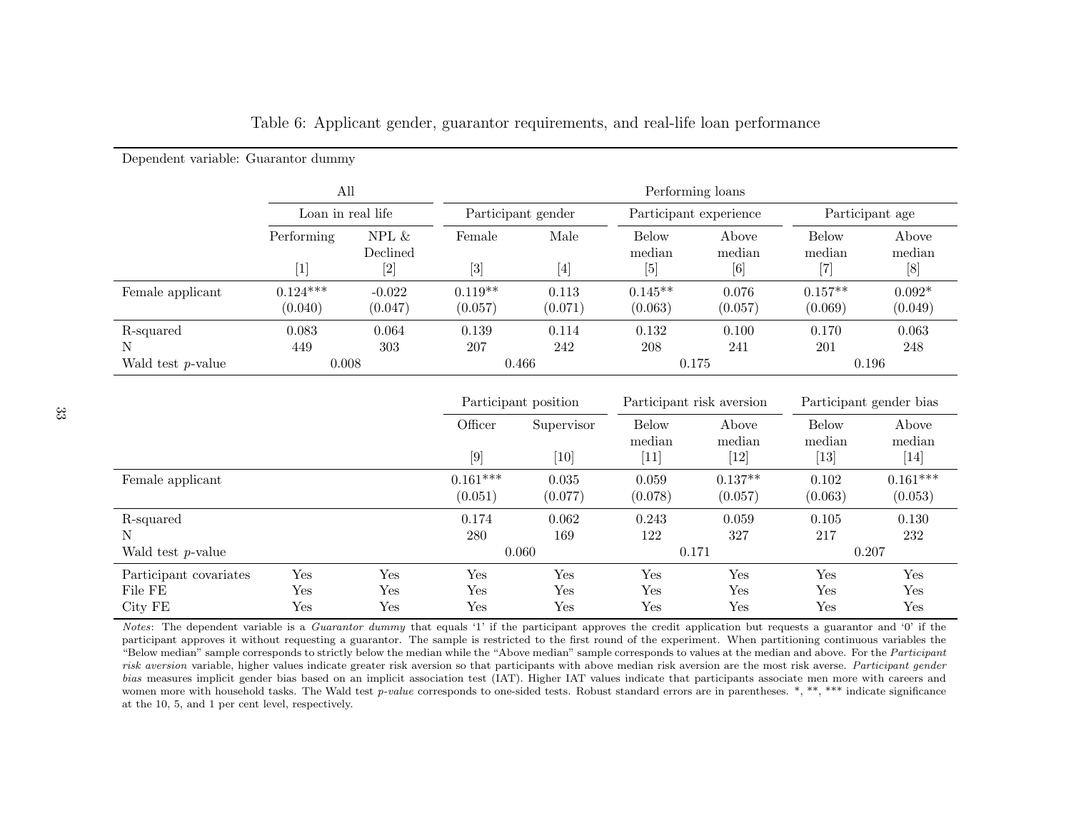Table 6: Applicant gender, guarantor requirements, and real-life loan performance

Dependent variable: Guarantor dummy

| | All | | Performing loans | | | | | |
|---|---|---|---|---|---|---|---|---|
| | Loan in real life | | Participant gender | | Participant experience | | Participant age | |
| | Performing | NPL & Declined | Female | Male | Below median | Above median | Below median | Above median |
| | [1] | [2] | [3] | [4] | [5] | [6] | [7] | [8] |
| Female applicant | 0.124*** | -0.022 | 0.119** | 0.113 | 0.145** | 0.076 | 0.157** | 0.092* |
| | (0.040) | (0.047) | (0.057) | (0.071) | (0.063) | (0.057) | (0.069) | (0.049) |
| R-squared | 0.083 | 0.064 | 0.139 | 0.114 | 0.132 | 0.100 | 0.170 | 0.063 |
| N | 449 | 303 | 207 | 242 | 208 | 241 | 201 | 248 |
| Wald test $p$-value | 0.008 | | 0.466 | | 0.175 | | 0.196 | |

| | | | Participant position | | Participant risk aversion | | Participant gender bias | |
|---|---|---|---|---|---|---|---|---|
| | | | Officer | Supervisor | Below median | Above median | Below median | Above median |
| | | | [9] | [10] | [11] | [12] | [13] | [14] |
| Female applicant | | | 0.161*** | 0.035 | 0.059 | 0.137** | 0.102 | 0.161*** |
| | | | (0.051) | (0.077) | (0.078) | (0.057) | (0.063) | (0.053) |
| R-squared | | | 0.174 | 0.062 | 0.243 | 0.059 | 0.105 | 0.130 |
| N | | | 280 | 169 | 122 | 327 | 217 | 232 |
| Wald test $p$-value | | | 0.060 | | 0.171 | | 0.207 | |
| Participant covariates | Yes | Yes | Yes | Yes | Yes | Yes | Yes | Yes |
| File FE | Yes | Yes | Yes | Yes | Yes | Yes | Yes | Yes |
| City FE | Yes | Yes | Yes | Yes | Yes | Yes | Yes | Yes |

*Notes*: The dependent variable is a *Guarantor dummy* that equals '1' if the participant approves the credit application but requests a guarantor and '0' if the participant approves it without requesting a guarantor. The sample is restricted to the first round of the experiment. When partitioning continuous variables the "Below median" sample corresponds to strictly below the median while the "Above median" sample corresponds to values at the median and above. For the *Participant risk aversion* variable, higher values indicate greater risk aversion so that participants with above median risk aversion are the most risk averse. *Participant gender bias* measures implicit gender bias based on an implicit association test (IAT). Higher IAT values indicate that participants associate men more with careers and women more with household tasks. The Wald test *p-value* corresponds to one-sided tests. Robust standard errors are in parentheses. *, **, *** indicate significance at the 10, 5, and 1 per cent level, respectively.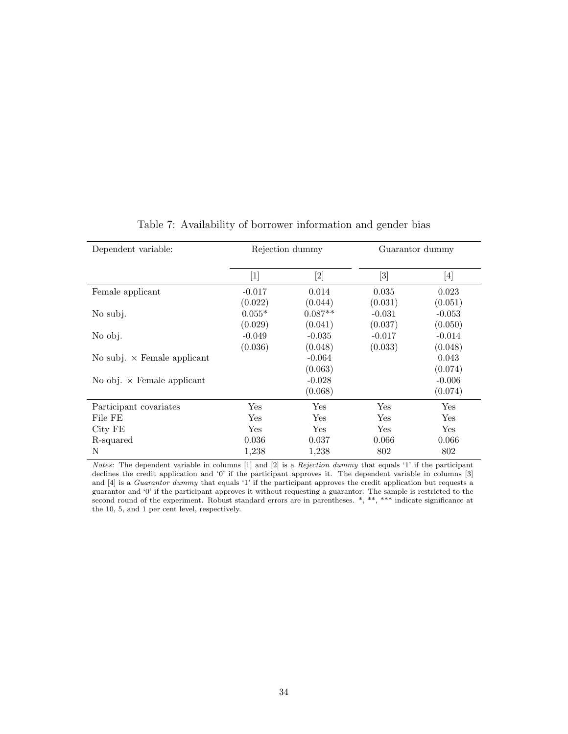Table 7: Availability of borrower information and gender bias

| Dependent variable: | Rejection dummy | | Guarantor dummy | |
|---|---|---|---|---|
| | [1] | [2] | [3] | [4] |
| Female applicant | -0.017 | 0.014 | 0.035 | 0.023 |
| | (0.022) | (0.044) | (0.031) | (0.051) |
| No subj. | 0.055* | 0.087** | -0.031 | -0.053 |
| | (0.029) | (0.041) | (0.037) | (0.050) |
| No obj. | -0.049 | -0.035 | -0.017 | -0.014 |
| | (0.036) | (0.048) | (0.033) | (0.048) |
| No subj. × Female applicant | | -0.064 | | 0.043 |
| | | (0.063) | | (0.074) |
| No obj. × Female applicant | | -0.028 | | -0.006 |
| | | (0.068) | | (0.074) |
| Participant covariates | Yes | Yes | Yes | Yes |
| File FE | Yes | Yes | Yes | Yes |
| City FE | Yes | Yes | Yes | Yes |
| R-squared | 0.036 | 0.037 | 0.066 | 0.066 |
| N | 1,238 | 1,238 | 802 | 802 |

*Notes*: The dependent variable in columns [1] and [2] is a *Rejection dummy* that equals '1' if the participant declines the credit application and '0' if the participant approves it. The dependent variable in columns [3] and [4] is a *Guarantor dummy* that equals '1' if the participant approves the credit application but requests a guarantor and '0' if the participant approves it without requesting a guarantor. The sample is restricted to the second round of the experiment. Robust standard errors are in parentheses. *, **, *** indicate significance at the 10, 5, and 1 per cent level, respectively.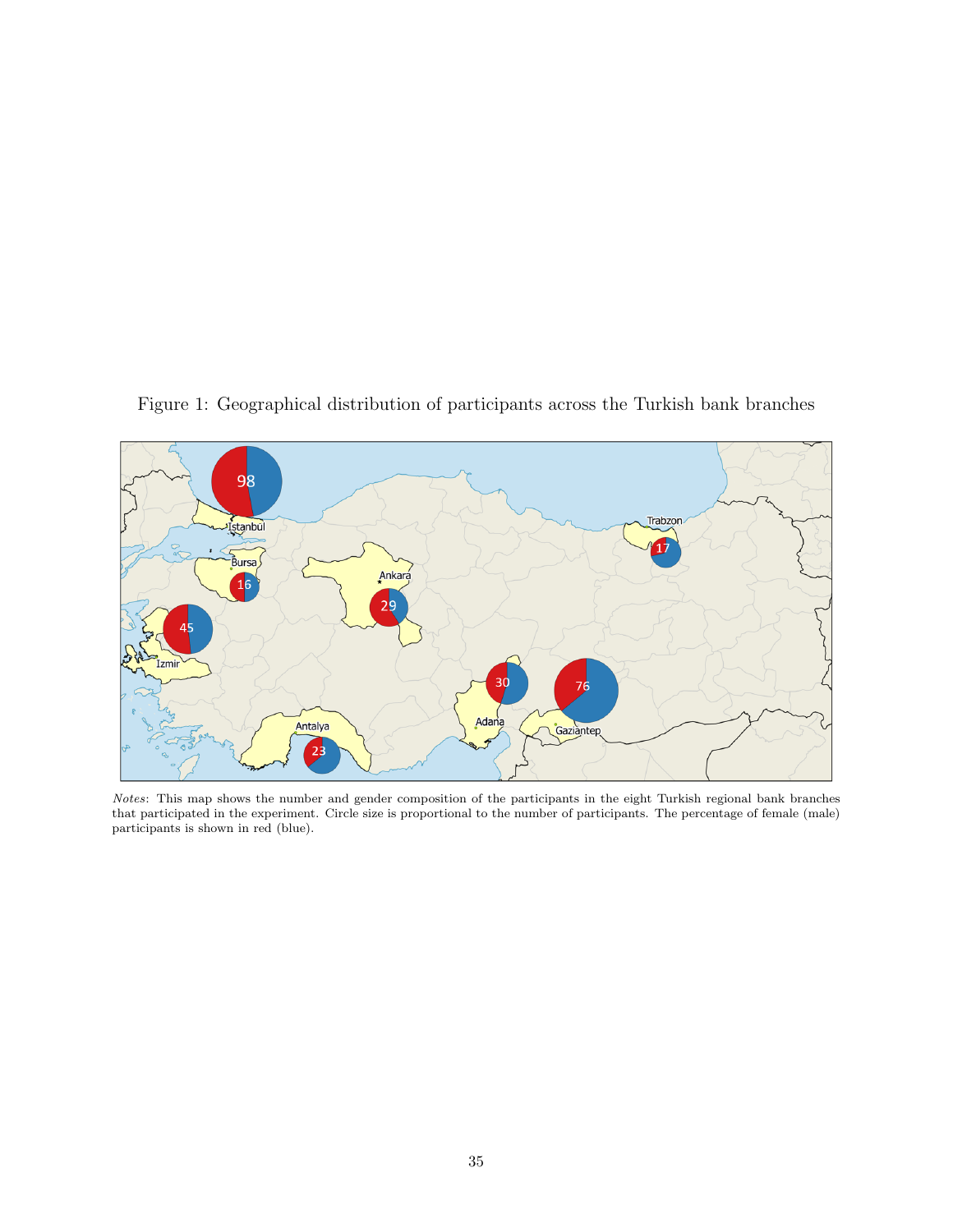Figure 1: Geographical distribution of participants across the Turkish bank branches

*Notes*: This map shows the number and gender composition of the participants in the eight Turkish regional bank branches that participated in the experiment. Circle size is proportional to the number of participants. The percentage of female (male) participants is shown in red (blue).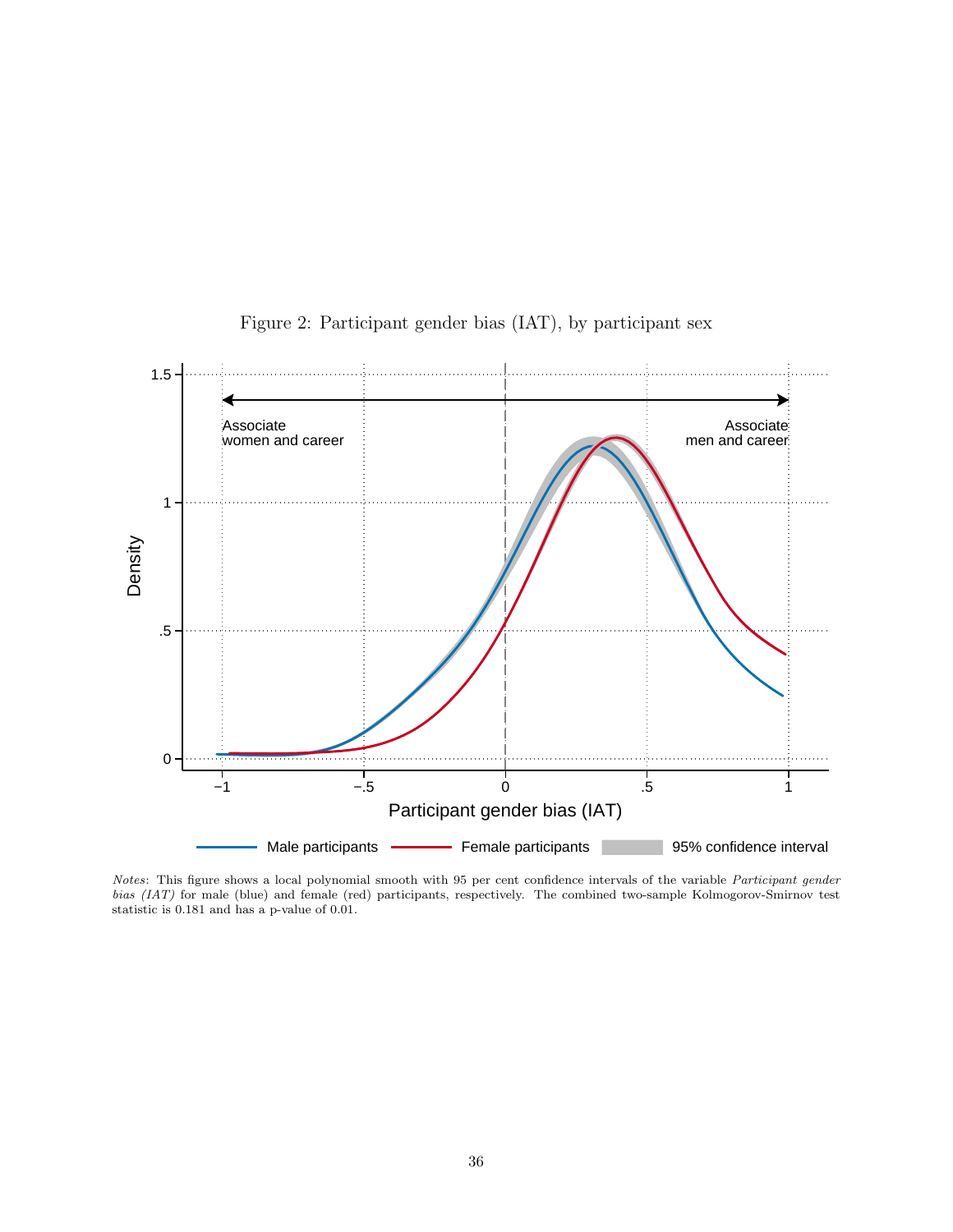Figure 2: Participant gender bias (IAT), by participant sex

*Notes*: This figure shows a local polynomial smooth with 95 per cent confidence intervals of the variable *Participant gender bias (IAT)* for male (blue) and female (red) participants, respectively. The combined two-sample Kolmogorov-Smirnov test statistic is 0.181 and has a p-value of 0.01.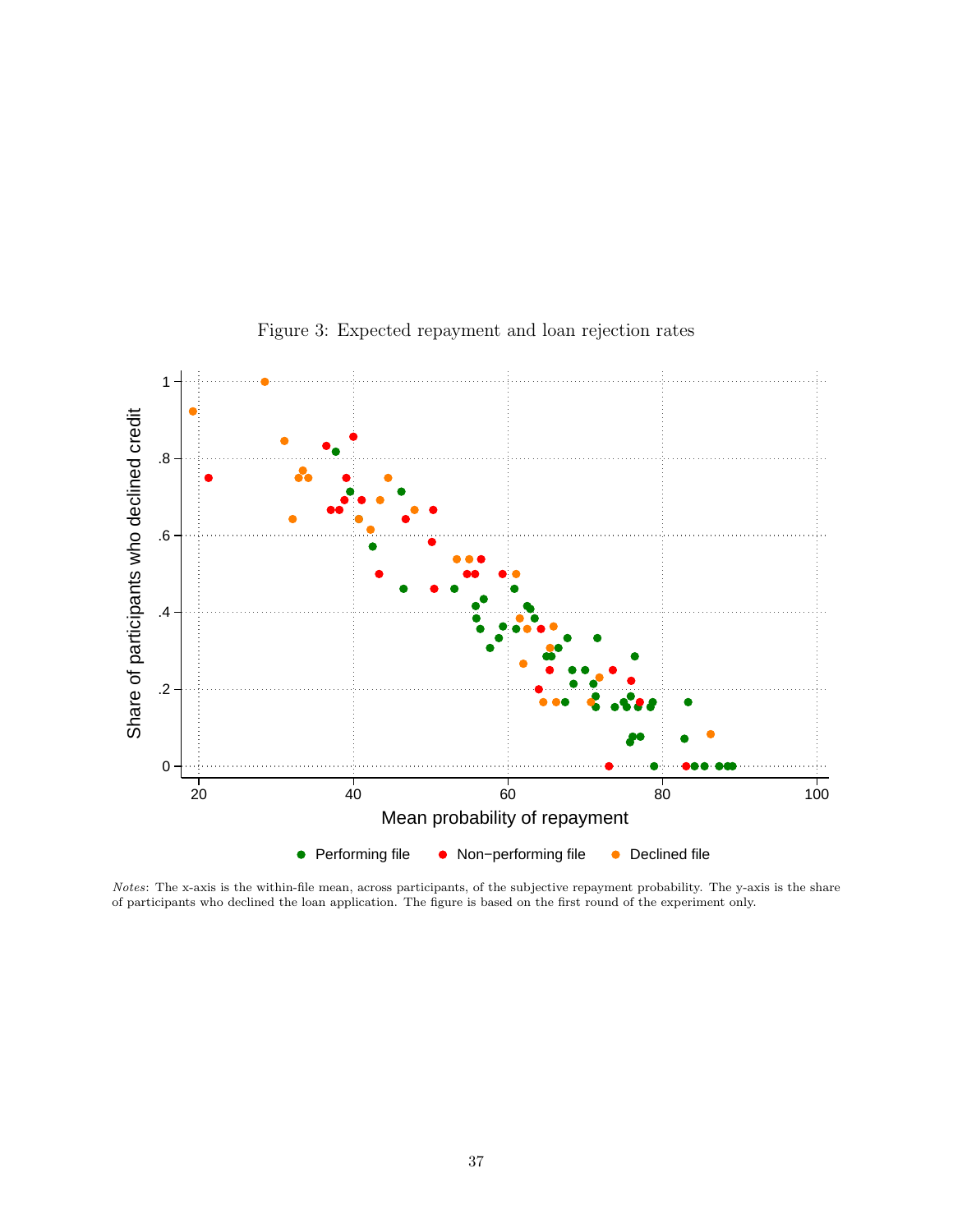Figure 3: Expected repayment and loan rejection rates

*Notes*: The x-axis is the within-file mean, across participants, of the subjective repayment probability. The y-axis is the share of participants who declined the loan application. The figure is based on the first round of the experiment only.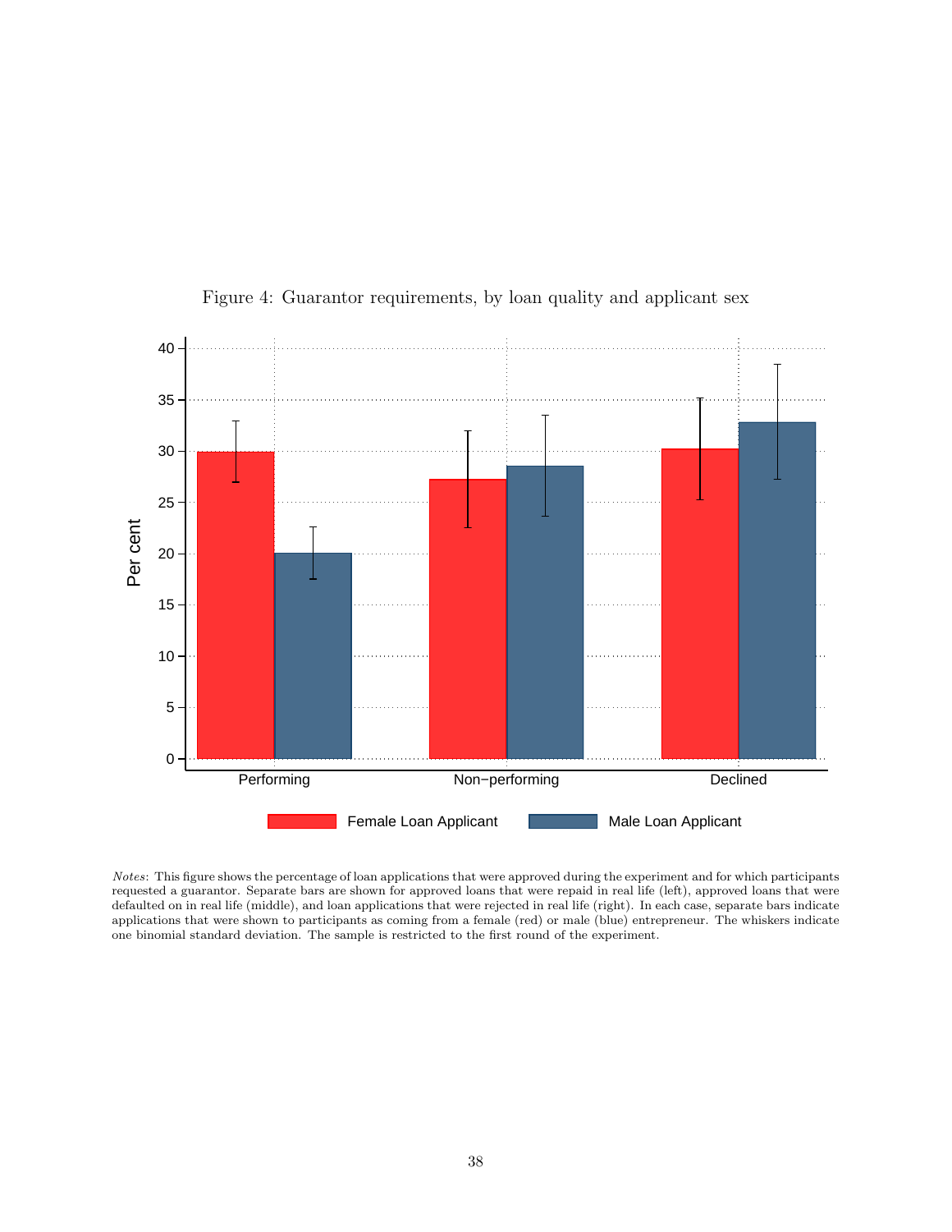Figure 4: Guarantor requirements, by loan quality and applicant sex

*Notes*: This figure shows the percentage of loan applications that were approved during the experiment and for which participants requested a guarantor. Separate bars are shown for approved loans that were repaid in real life (left), approved loans that were defaulted on in real life (middle), and loan applications that were rejected in real life (right). In each case, separate bars indicate applications that were shown to participants as coming from a female (red) or male (blue) entrepreneur. The whiskers indicate one binomial standard deviation. The sample is restricted to the first round of the experiment.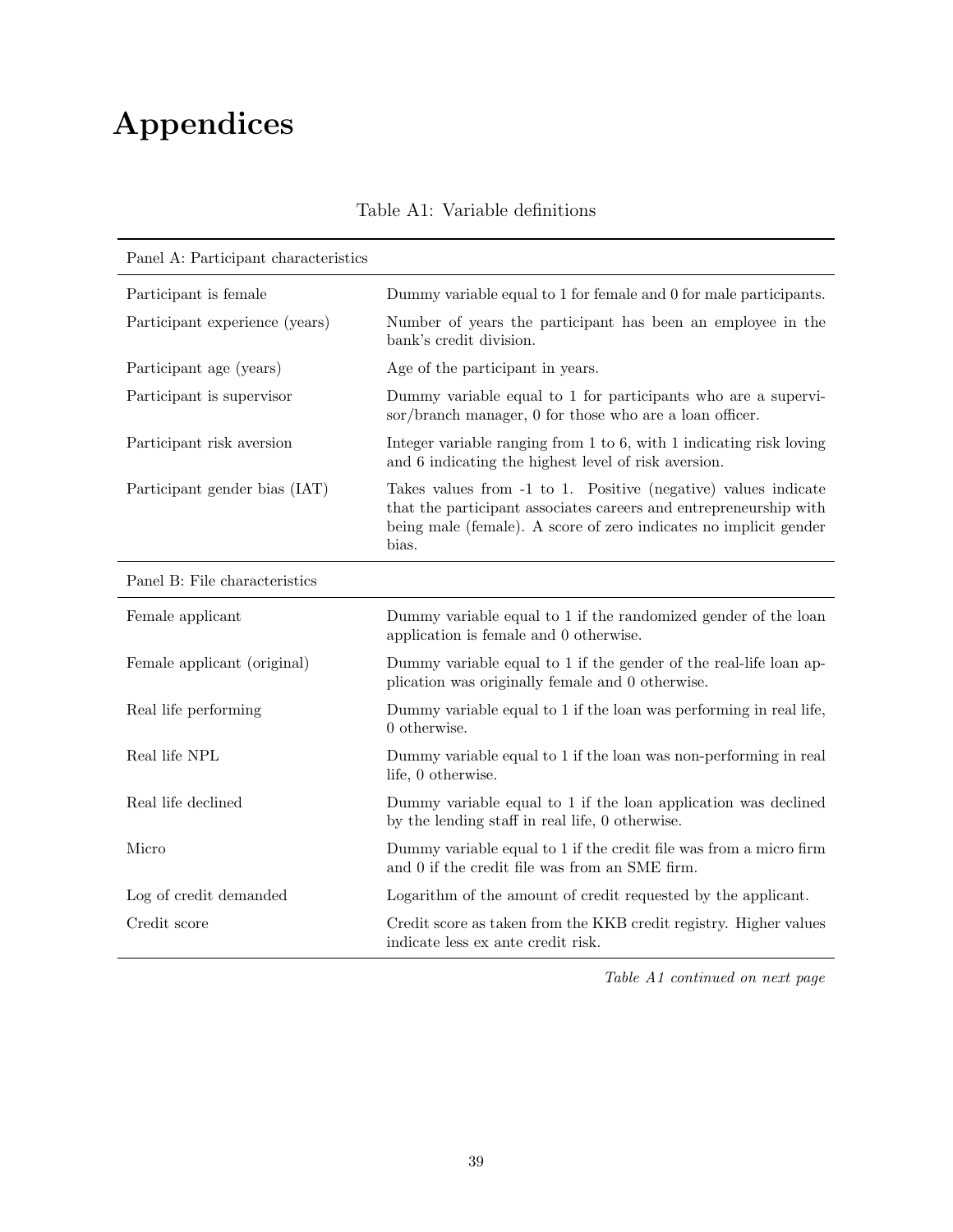# Appendices

Table A1: Variable definitions

| Panel A: Participant characteristics | |
|---|---|
| Participant is female | Dummy variable equal to 1 for female and 0 for male participants. |
| Participant experience (years) | Number of years the participant has been an employee in the bank's credit division. |
| Participant age (years) | Age of the participant in years. |
| Participant is supervisor | Dummy variable equal to 1 for participants who are a supervisor/branch manager, 0 for those who are a loan officer. |
| Participant risk aversion | Integer variable ranging from 1 to 6, with 1 indicating risk loving and 6 indicating the highest level of risk aversion. |
| Participant gender bias (IAT) | Takes values from -1 to 1. Positive (negative) values indicate that the participant associates careers and entrepreneurship with being male (female). A score of zero indicates no implicit gender bias. |
| **Panel B: File characteristics** | |
| Female applicant | Dummy variable equal to 1 if the randomized gender of the loan application is female and 0 otherwise. |
| Female applicant (original) | Dummy variable equal to 1 if the gender of the real-life loan application was originally female and 0 otherwise. |
| Real life performing | Dummy variable equal to 1 if the loan was performing in real life, 0 otherwise. |
| Real life NPL | Dummy variable equal to 1 if the loan was non-performing in real life, 0 otherwise. |
| Real life declined | Dummy variable equal to 1 if the loan application was declined by the lending staff in real life, 0 otherwise. |
| Micro | Dummy variable equal to 1 if the credit file was from a micro firm and 0 if the credit file was from an SME firm. |
| Log of credit demanded | Logarithm of the amount of credit requested by the applicant. |
| Credit score | Credit score as taken from the KKB credit registry. Higher values indicate less ex ante credit risk. |

*Table A1 continued on next page*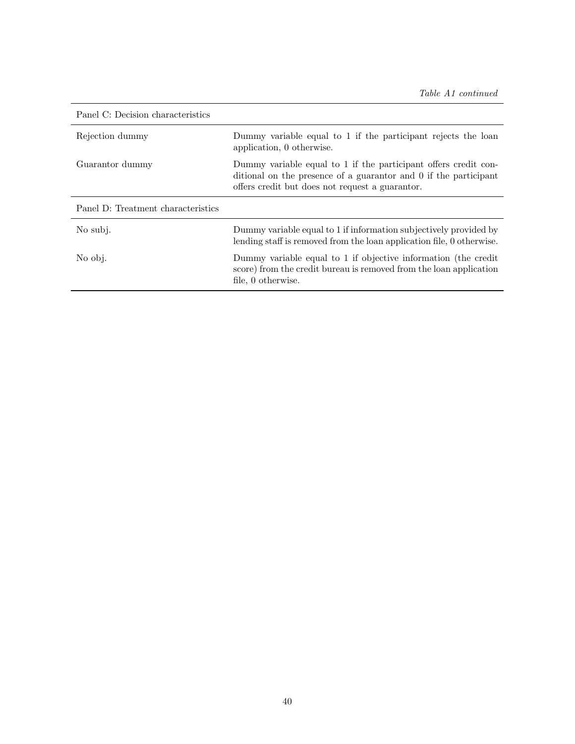*Table A1 continued*

| Panel C: Decision characteristics | |
|---|---|
| Rejection dummy | Dummy variable equal to 1 if the participant rejects the loan application, 0 otherwise. |
| Guarantor dummy | Dummy variable equal to 1 if the participant offers credit conditional on the presence of a guarantor and 0 if the participant offers credit but does not request a guarantor. |
| **Panel D: Treatment characteristics** | |
| No subj. | Dummy variable equal to 1 if information subjectively provided by lending staff is removed from the loan application file, 0 otherwise. |
| No obj. | Dummy variable equal to 1 if objective information (the credit score) from the credit bureau is removed from the loan application file, 0 otherwise. |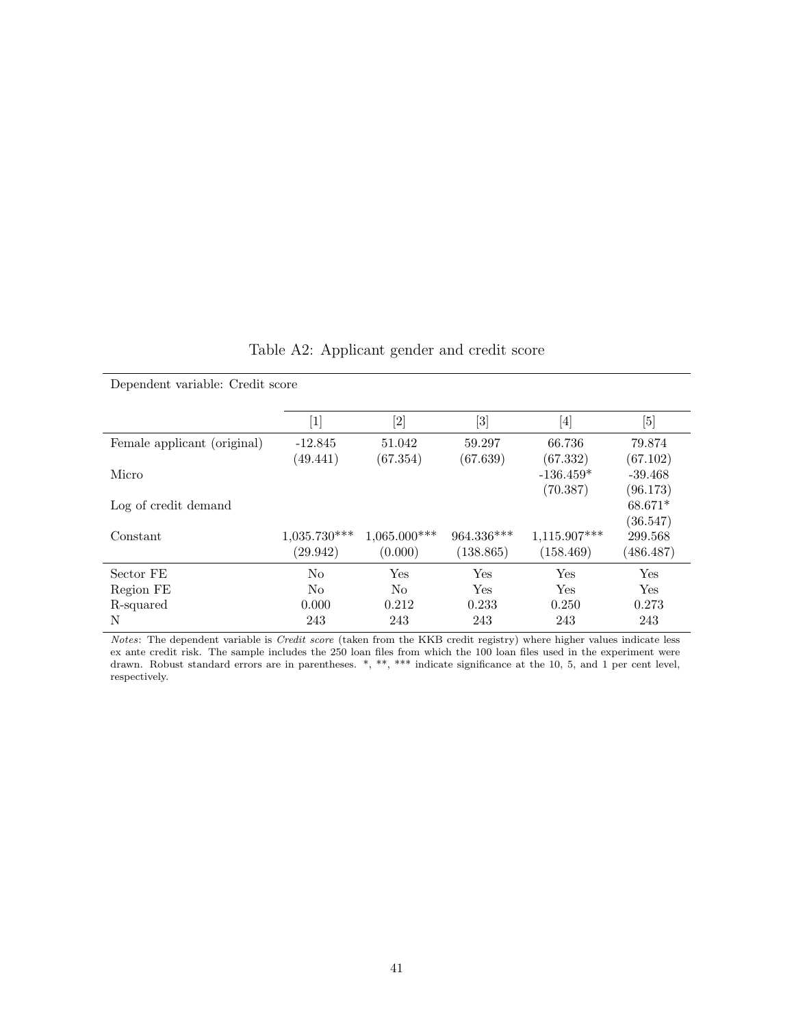Table A2: Applicant gender and credit score

Dependent variable: Credit score

| | [1] | [2] | [3] | [4] | [5] |
|---|---|---|---|---|---|
| Female applicant (original) | -12.845 | 51.042 | 59.297 | 66.736 | 79.874 |
| | (49.441) | (67.354) | (67.639) | (67.332) | (67.102) |
| Micro | | | | -136.459* | -39.468 |
| | | | | (70.387) | (96.173) |
| Log of credit demand | | | | | 68.671* |
| | | | | | (36.547) |
| Constant | 1,035.730*** | 1,065.000*** | 964.336*** | 1,115.907*** | 299.568 |
| | (29.942) | (0.000) | (138.865) | (158.469) | (486.487) |
| Sector FE | No | Yes | Yes | Yes | Yes |
| Region FE | No | No | Yes | Yes | Yes |
| R-squared | 0.000 | 0.212 | 0.233 | 0.250 | 0.273 |
| N | 243 | 243 | 243 | 243 | 243 |

*Notes*: The dependent variable is *Credit score* (taken from the KKB credit registry) where higher values indicate less ex ante credit risk. The sample includes the 250 loan files from which the 100 loan files used in the experiment were drawn. Robust standard errors are in parentheses. *, **, *** indicate significance at the 10, 5, and 1 per cent level, respectively.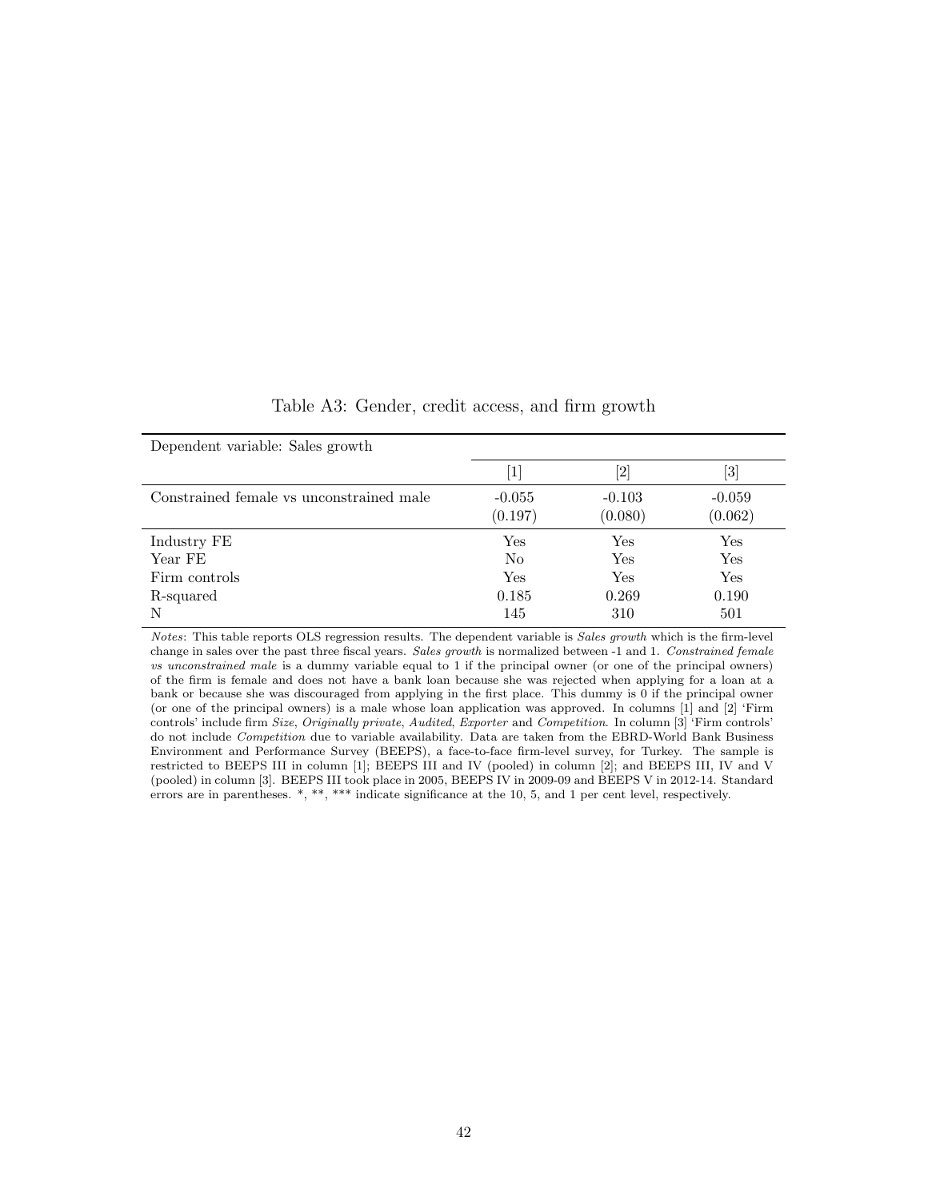Table A3: Gender, credit access, and firm growth

| Dependent variable: Sales growth | | | |
|---|---|---|---|
| | [1] | [2] | [3] |
| Constrained female vs unconstrained male | -0.055 | -0.103 | -0.059 |
| | (0.197) | (0.080) | (0.062) |
| Industry FE | Yes | Yes | Yes |
| Year FE | No | Yes | Yes |
| Firm controls | Yes | Yes | Yes |
| R-squared | 0.185 | 0.269 | 0.190 |
| N | 145 | 310 | 501 |

*Notes*: This table reports OLS regression results. The dependent variable is *Sales growth* which is the firm-level change in sales over the past three fiscal years. *Sales growth* is normalized between -1 and 1. *Constrained female vs unconstrained male* is a dummy variable equal to 1 if the principal owner (or one of the principal owners) of the firm is female and does not have a bank loan because she was rejected when applying for a loan at a bank or because she was discouraged from applying in the first place. This dummy is 0 if the principal owner (or one of the principal owners) is a male whose loan application was approved. In columns [1] and [2] 'Firm controls' include firm *Size*, *Originally private*, *Audited*, *Exporter* and *Competition*. In column [3] 'Firm controls' do not include *Competition* due to variable availability. Data are taken from the EBRD-World Bank Business Environment and Performance Survey (BEEPS), a face-to-face firm-level survey, for Turkey. The sample is restricted to BEEPS III in column [1]; BEEPS III and IV (pooled) in column [2]; and BEEPS III, IV and V (pooled) in column [3]. BEEPS III took place in 2005, BEEPS IV in 2009-09 and BEEPS V in 2012-14. Standard errors are in parentheses. *, **, *** indicate significance at the 10, 5, and 1 per cent level, respectively.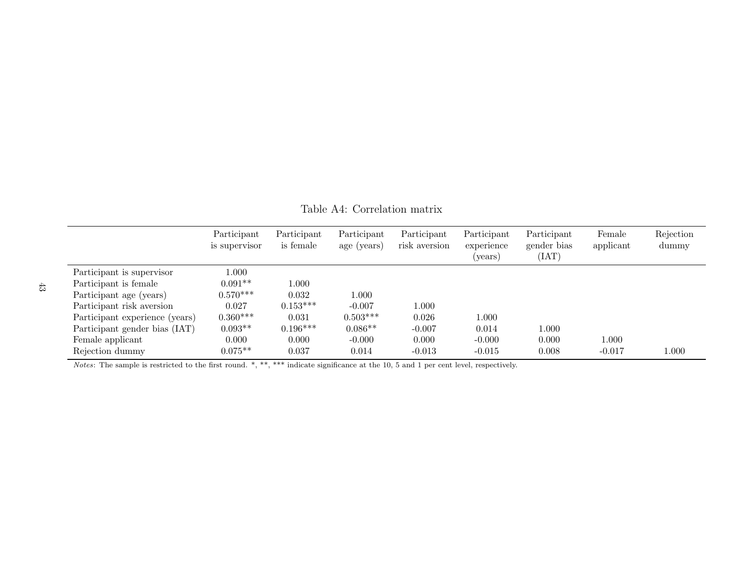Table A4: Correlation matrix

| | Participant is supervisor | Participant is female | Participant age (years) | Participant risk aversion | Participant experience (years) | Participant gender bias (IAT) | Female applicant | Rejection dummy |
|---|---|---|---|---|---|---|---|---|
| Participant is supervisor | 1.000 | | | | | | | |
| Participant is female | 0.091** | 1.000 | | | | | | |
| Participant age (years) | 0.570*** | 0.032 | 1.000 | | | | | |
| Participant risk aversion | 0.027 | 0.153*** | -0.007 | 1.000 | | | | |
| Participant experience (years) | 0.360*** | 0.031 | 0.503*** | 0.026 | 1.000 | | | |
| Participant gender bias (IAT) | 0.093** | 0.196*** | 0.086** | -0.007 | 0.014 | 1.000 | | |
| Female applicant | 0.000 | 0.000 | -0.000 | 0.000 | -0.000 | 0.000 | 1.000 | |
| Rejection dummy | 0.075** | 0.037 | 0.014 | -0.013 | -0.015 | 0.008 | -0.017 | 1.000 |

*Notes*: The sample is restricted to the first round. *, **, *** indicate significance at the 10, 5 and 1 per cent level, respectively.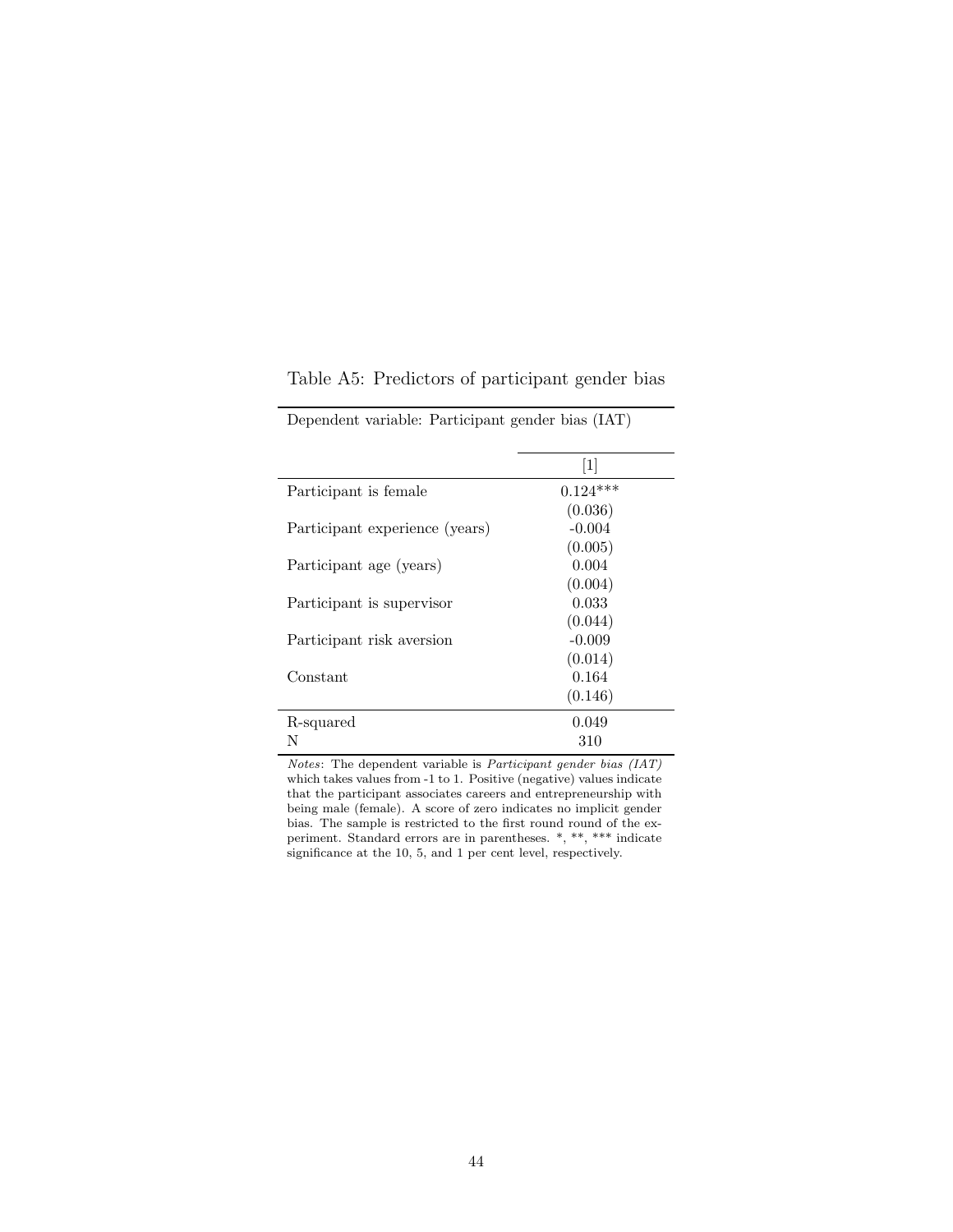Table A5: Predictors of participant gender bias

Dependent variable: Participant gender bias (IAT)

| | [1] |
|---|---|
| Participant is female | 0.124*** |
| | (0.036) |
| Participant experience (years) | -0.004 |
| | (0.005) |
| Participant age (years) | 0.004 |
| | (0.004) |
| Participant is supervisor | 0.033 |
| | (0.044) |
| Participant risk aversion | -0.009 |
| | (0.014) |
| Constant | 0.164 |
| | (0.146) |
| R-squared | 0.049 |
| N | 310 |

*Notes*: The dependent variable is *Participant gender bias (IAT)* which takes values from -1 to 1. Positive (negative) values indicate that the participant associates careers and entrepreneurship with being male (female). A score of zero indicates no implicit gender bias. The sample is restricted to the first round round of the experiment. Standard errors are in parentheses. *, **, *** indicate significance at the 10, 5, and 1 per cent level, respectively.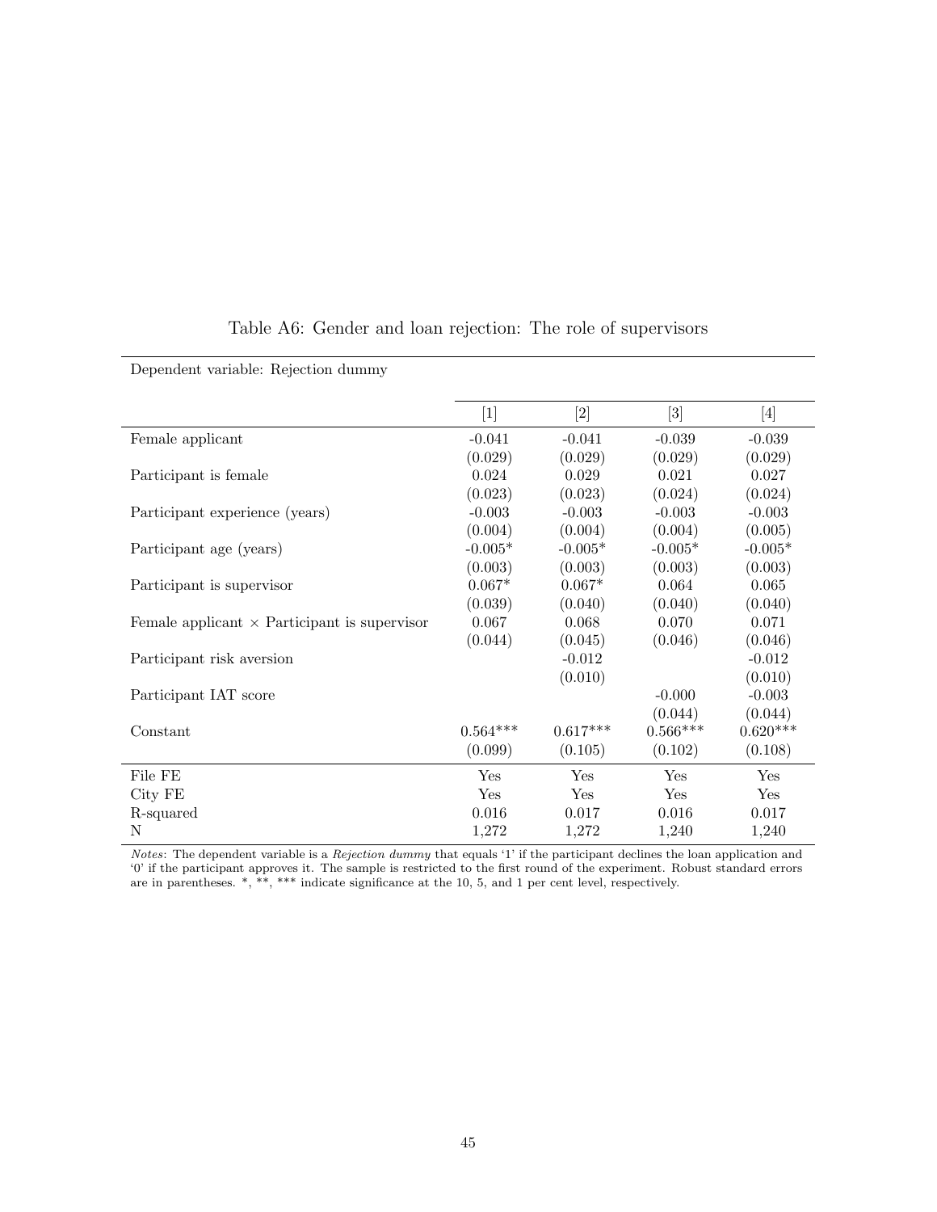Table A6: Gender and loan rejection: The role of supervisors

Dependent variable: Rejection dummy

| | [1] | [2] | [3] | [4] |
|---|---|---|---|---|
| Female applicant | -0.041 | -0.041 | -0.039 | -0.039 |
| | (0.029) | (0.029) | (0.029) | (0.029) |
| Participant is female | 0.024 | 0.029 | 0.021 | 0.027 |
| | (0.023) | (0.023) | (0.024) | (0.024) |
| Participant experience (years) | -0.003 | -0.003 | -0.003 | -0.003 |
| | (0.004) | (0.004) | (0.004) | (0.005) |
| Participant age (years) | -0.005* | -0.005* | -0.005* | -0.005* |
| | (0.003) | (0.003) | (0.003) | (0.003) |
| Participant is supervisor | 0.067* | 0.067* | 0.064 | 0.065 |
| | (0.039) | (0.040) | (0.040) | (0.040) |
| Female applicant × Participant is supervisor | 0.067 | 0.068 | 0.070 | 0.071 |
| | (0.044) | (0.045) | (0.046) | (0.046) |
| Participant risk aversion | | -0.012 | | -0.012 |
| | | (0.010) | | (0.010) |
| Participant IAT score | | | -0.000 | -0.003 |
| | | | (0.044) | (0.044) |
| Constant | 0.564*** | 0.617*** | 0.566*** | 0.620*** |
| | (0.099) | (0.105) | (0.102) | (0.108) |
| File FE | Yes | Yes | Yes | Yes |
| City FE | Yes | Yes | Yes | Yes |
| R-squared | 0.016 | 0.017 | 0.016 | 0.017 |
| N | 1,272 | 1,272 | 1,240 | 1,240 |

*Notes*: The dependent variable is a *Rejection dummy* that equals '1' if the participant declines the loan application and '0' if the participant approves it. The sample is restricted to the first round of the experiment. Robust standard errors are in parentheses. *, **, *** indicate significance at the 10, 5, and 1 per cent level, respectively.